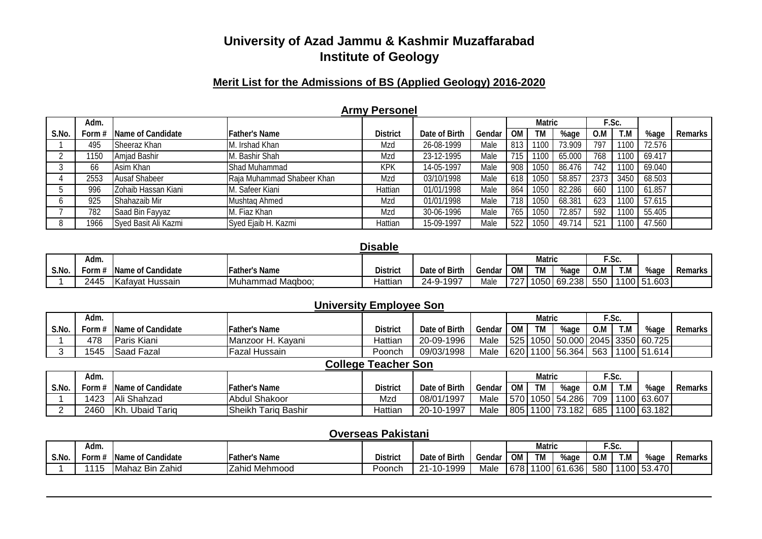# University of Azad Jammu & Kashmir Muzaffarabad
# Institute of Geology

## Merit List for the Admissions of BS (Applied Geology) 2016-2020

### Army Personel

| S.No. | Adm. Form # | Name of Candidate | Father's Name | District | Date of Birth | Gendar | Matric OM | Matric TM | Matric %age | F.Sc. O.M | F.Sc. T.M | %age | Remarks |
|---|---|---|---|---|---|---|---|---|---|---|---|---|---|
| 1 | 495 | Sheeraz Khan | M. Irshad Khan | Mzd | 26-08-1999 | Male | 813 | 1100 | 73.909 | 797 | 1100 | 72.576 | |
| 2 | 1150 | Amjad Bashir | M. Bashir Shah | Mzd | 23-12-1995 | Male | 715 | 1100 | 65.000 | 768 | 1100 | 69.417 | |
| 3 | 66 | Asim Khan | Shad Muhammad | KPK | 14-05-1997 | Male | 908 | 1050 | 86.476 | 742 | 1100 | 69.040 | |
| 4 | 2553 | Ausaf Shabeer | Raja Muhammad Shabeer Khan | Mzd | 03/10/1998 | Male | 618 | 1050 | 58.857 | 2373 | 3450 | 68.503 | |
| 5 | 996 | Zohaib Hassan Kiani | M. Safeer Kiani | Hattian | 01/01/1998 | Male | 864 | 1050 | 82.286 | 660 | 1100 | 61.857 | |
| 6 | 925 | Shahazaib Mir | Mushtaq Ahmed | Mzd | 01/01/1998 | Male | 718 | 1050 | 68.381 | 623 | 1100 | 57.615 | |
| 7 | 782 | Saad Bin Fayyaz | M. Fiaz Khan | Mzd | 30-06-1996 | Male | 765 | 1050 | 72.857 | 592 | 1100 | 55.405 | |
| 8 | 1966 | Syed Basit Ali Kazmi | Syed Ejaib H. Kazmi | Hattian | 15-09-1997 | Male | 522 | 1050 | 49.714 | 521 | 1100 | 47.560 | |

### Disable

| S.No. | Adm. Form # | Name of Candidate | Father's Name | District | Date of Birth | Gendar | Matric OM | Matric TM | Matric %age | F.Sc. O.M | F.Sc. T.M | %age | Remarks |
|---|---|---|---|---|---|---|---|---|---|---|---|---|---|
| 1 | 2445 | Kafayat Hussain | Muhammad Maqboo; | Hattian | 24-9-1997 | Male | 727 | 1050 | 69.238 | 550 | 1100 | 51.603 | |

### University Employee Son

| S.No. | Adm. Form # | Name of Candidate | Father's Name | District | Date of Birth | Gendar | Matric OM | Matric TM | Matric %age | F.Sc. O.M | F.Sc. T.M | %age | Remarks |
|---|---|---|---|---|---|---|---|---|---|---|---|---|---|
| 1 | 478 | Paris Kiani | Manzoor H. Kayani | Hattian | 20-09-1996 | Male | 525 | 1050 | 50.000 | 2045 | 3350 | 60.725 | |
| 3 | 1545 | Saad Fazal | Fazal Hussain | Poonch | 09/03/1998 | Male | 620 | 1100 | 56.364 | 563 | 1100 | 51.614 | |

### College Teacher Son

| S.No. | Adm. Form # | Name of Candidate | Father's Name | District | Date of Birth | Gendar | Matric OM | Matric TM | Matric %age | F.Sc. O.M | F.Sc. T.M | %age | Remarks |
|---|---|---|---|---|---|---|---|---|---|---|---|---|---|
| 1 | 1423 | Ali Shahzad | Abdul Shakoor | Mzd | 08/01/1997 | Male | 570 | 1050 | 54.286 | 709 | 1100 | 63.607 | |
| 2 | 2460 | Kh. Ubaid Tariq | Sheikh Tariq Bashir | Hattian | 20-10-1997 | Male | 805 | 1100 | 73.182 | 685 | 1100 | 63.182 | |

### Overseas Pakistani

| S.No. | Adm. Form # | Name of Candidate | Father's Name | District | Date of Birth | Gendar | Matric OM | Matric TM | Matric %age | F.Sc. O.M | F.Sc. T.M | %age | Remarks |
|---|---|---|---|---|---|---|---|---|---|---|---|---|---|
| 1 | 1115 | Mahaz Bin Zahid | Zahid Mehmood | Poonch | 21-10-1999 | Male | 678 | 1100 | 61.636 | 580 | 1100 | 53.470 | |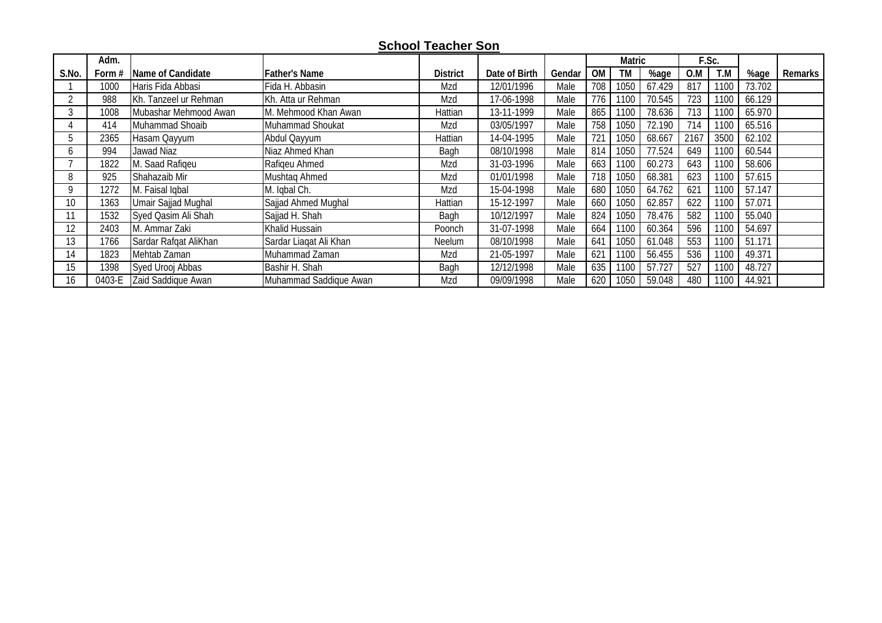## School Teacher Son

| S.No. | Adm. Form # | Name of Candidate | Father's Name | District | Date of Birth | Gendar | Matric | | | F.Sc. | | %age | Remarks |
|---|---|---|---|---|---|---|---|---|---|---|---|---|---|
| | | | | | | | OM | TM | %age | O.M | T.M | | |
| 1 | 1000 | Haris Fida Abbasi | Fida H. Abbasin | Mzd | 12/01/1996 | Male | 708 | 1050 | 67.429 | 817 | 1100 | 73.702 | |
| 2 | 988 | Kh. Tanzeel ur Rehman | Kh. Atta ur Rehman | Mzd | 17-06-1998 | Male | 776 | 1100 | 70.545 | 723 | 1100 | 66.129 | |
| 3 | 1008 | Mubashar Mehmood Awan | M. Mehmood Khan Awan | Hattian | 13-11-1999 | Male | 865 | 1100 | 78.636 | 713 | 1100 | 65.970 | |
| 4 | 414 | Muhammad Shoaib | Muhammad Shoukat | Mzd | 03/05/1997 | Male | 758 | 1050 | 72.190 | 714 | 1100 | 65.516 | |
| 5 | 2365 | Hasam Qayyum | Abdul Qayyum | Hattian | 14-04-1995 | Male | 721 | 1050 | 68.667 | 2167 | 3500 | 62.102 | |
| 6 | 994 | Jawad Niaz | Niaz Ahmed Khan | Bagh | 08/10/1998 | Male | 814 | 1050 | 77.524 | 649 | 1100 | 60.544 | |
| 7 | 1822 | M. Saad Rafiqeu | Rafiqeu Ahmed | Mzd | 31-03-1996 | Male | 663 | 1100 | 60.273 | 643 | 1100 | 58.606 | |
| 8 | 925 | Shahazaib Mir | Mushtaq Ahmed | Mzd | 01/01/1998 | Male | 718 | 1050 | 68.381 | 623 | 1100 | 57.615 | |
| 9 | 1272 | M. Faisal Iqbal | M. Iqbal Ch. | Mzd | 15-04-1998 | Male | 680 | 1050 | 64.762 | 621 | 1100 | 57.147 | |
| 10 | 1363 | Umair Sajjad Mughal | Sajjad Ahmed Mughal | Hattian | 15-12-1997 | Male | 660 | 1050 | 62.857 | 622 | 1100 | 57.071 | |
| 11 | 1532 | Syed Qasim Ali Shah | Sajjad H. Shah | Bagh | 10/12/1997 | Male | 824 | 1050 | 78.476 | 582 | 1100 | 55.040 | |
| 12 | 2403 | M. Ammar Zaki | Khalid Hussain | Poonch | 31-07-1998 | Male | 664 | 1100 | 60.364 | 596 | 1100 | 54.697 | |
| 13 | 1766 | Sardar Rafqat AliKhan | Sardar Liaqat Ali Khan | Neelum | 08/10/1998 | Male | 641 | 1050 | 61.048 | 553 | 1100 | 51.171 | |
| 14 | 1823 | Mehtab Zaman | Muhammad Zaman | Mzd | 21-05-1997 | Male | 621 | 1100 | 56.455 | 536 | 1100 | 49.371 | |
| 15 | 1398 | Syed Urooj Abbas | Bashir H. Shah | Bagh | 12/12/1998 | Male | 635 | 1100 | 57.727 | 527 | 1100 | 48.727 | |
| 16 | 0403-E | Zaid Saddique Awan | Muhammad Saddique Awan | Mzd | 09/09/1998 | Male | 620 | 1050 | 59.048 | 480 | 1100 | 44.921 | |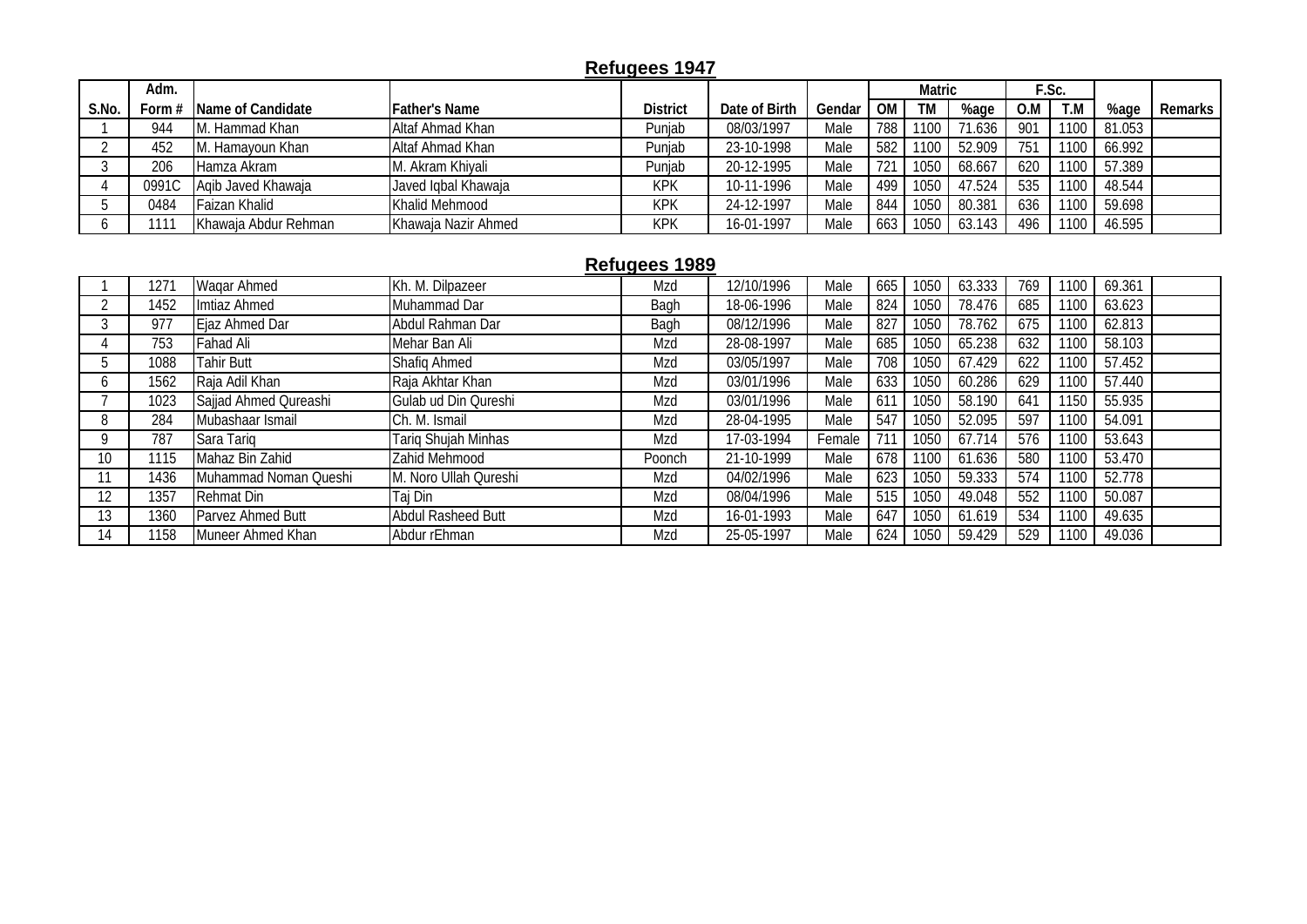## Refugees 1947

| S.No. | Adm. Form # | Name of Candidate | Father's Name | District | Date of Birth | Gendar | Matric OM | TM | %age | F.Sc. O.M | T.M | %age | Remarks |
|---|---|---|---|---|---|---|---|---|---|---|---|---|---|
| 1 | 944 | M. Hammad Khan | Altaf Ahmad Khan | Punjab | 08/03/1997 | Male | 788 | 1100 | 71.636 | 901 | 1100 | 81.053 | |
| 2 | 452 | M. Hamayoun Khan | Altaf Ahmad Khan | Punjab | 23-10-1998 | Male | 582 | 1100 | 52.909 | 751 | 1100 | 66.992 | |
| 3 | 206 | Hamza Akram | M. Akram Khiyali | Punjab | 20-12-1995 | Male | 721 | 1050 | 68.667 | 620 | 1100 | 57.389 | |
| 4 | 0991C | Aqib Javed Khawaja | Javed Iqbal Khawaja | KPK | 10-11-1996 | Male | 499 | 1050 | 47.524 | 535 | 1100 | 48.544 | |
| 5 | 0484 | Faizan Khalid | Khalid Mehmood | KPK | 24-12-1997 | Male | 844 | 1050 | 80.381 | 636 | 1100 | 59.698 | |
| 6 | 1111 | Khawaja Abdur Rehman | Khawaja Nazir Ahmed | KPK | 16-01-1997 | Male | 663 | 1050 | 63.143 | 496 | 1100 | 46.595 | |

## Refugees 1989

| S.No. | Adm. Form # | Name of Candidate | Father's Name | District | Date of Birth | Gendar | Matric OM | TM | %age | F.Sc. O.M | T.M | %age | Remarks |
|---|---|---|---|---|---|---|---|---|---|---|---|---|---|
| 1 | 1271 | Waqar Ahmed | Kh. M. Dilpazeer | Mzd | 12/10/1996 | Male | 665 | 1050 | 63.333 | 769 | 1100 | 69.361 | |
| 2 | 1452 | Imtiaz Ahmed | Muhammad Dar | Bagh | 18-06-1996 | Male | 824 | 1050 | 78.476 | 685 | 1100 | 63.623 | |
| 3 | 977 | Ejaz Ahmed Dar | Abdul Rahman Dar | Bagh | 08/12/1996 | Male | 827 | 1050 | 78.762 | 675 | 1100 | 62.813 | |
| 4 | 753 | Fahad Ali | Mehar Ban Ali | Mzd | 28-08-1997 | Male | 685 | 1050 | 65.238 | 632 | 1100 | 58.103 | |
| 5 | 1088 | Tahir Butt | Shafiq Ahmed | Mzd | 03/05/1997 | Male | 708 | 1050 | 67.429 | 622 | 1100 | 57.452 | |
| 6 | 1562 | Raja Adil Khan | Raja Akhtar Khan | Mzd | 03/01/1996 | Male | 633 | 1050 | 60.286 | 629 | 1100 | 57.440 | |
| 7 | 1023 | Sajjad Ahmed Qureashi | Gulab ud Din Qureshi | Mzd | 03/01/1996 | Male | 611 | 1050 | 58.190 | 641 | 1150 | 55.935 | |
| 8 | 284 | Mubashaar Ismail | Ch. M. Ismail | Mzd | 28-04-1995 | Male | 547 | 1050 | 52.095 | 597 | 1100 | 54.091 | |
| 9 | 787 | Sara Tariq | Tariq Shujah Minhas | Mzd | 17-03-1994 | Female | 711 | 1050 | 67.714 | 576 | 1100 | 53.643 | |
| 10 | 1115 | Mahaz Bin Zahid | Zahid Mehmood | Poonch | 21-10-1999 | Male | 678 | 1100 | 61.636 | 580 | 1100 | 53.470 | |
| 11 | 1436 | Muhammad Noman Queshi | M. Noro Ullah Qureshi | Mzd | 04/02/1996 | Male | 623 | 1050 | 59.333 | 574 | 1100 | 52.778 | |
| 12 | 1357 | Rehmat Din | Taj Din | Mzd | 08/04/1996 | Male | 515 | 1050 | 49.048 | 552 | 1100 | 50.087 | |
| 13 | 1360 | Parvez Ahmed Butt | Abdul Rasheed Butt | Mzd | 16-01-1993 | Male | 647 | 1050 | 61.619 | 534 | 1100 | 49.635 | |
| 14 | 1158 | Muneer Ahmed Khan | Abdur rEhman | Mzd | 25-05-1997 | Male | 624 | 1050 | 59.429 | 529 | 1100 | 49.036 | |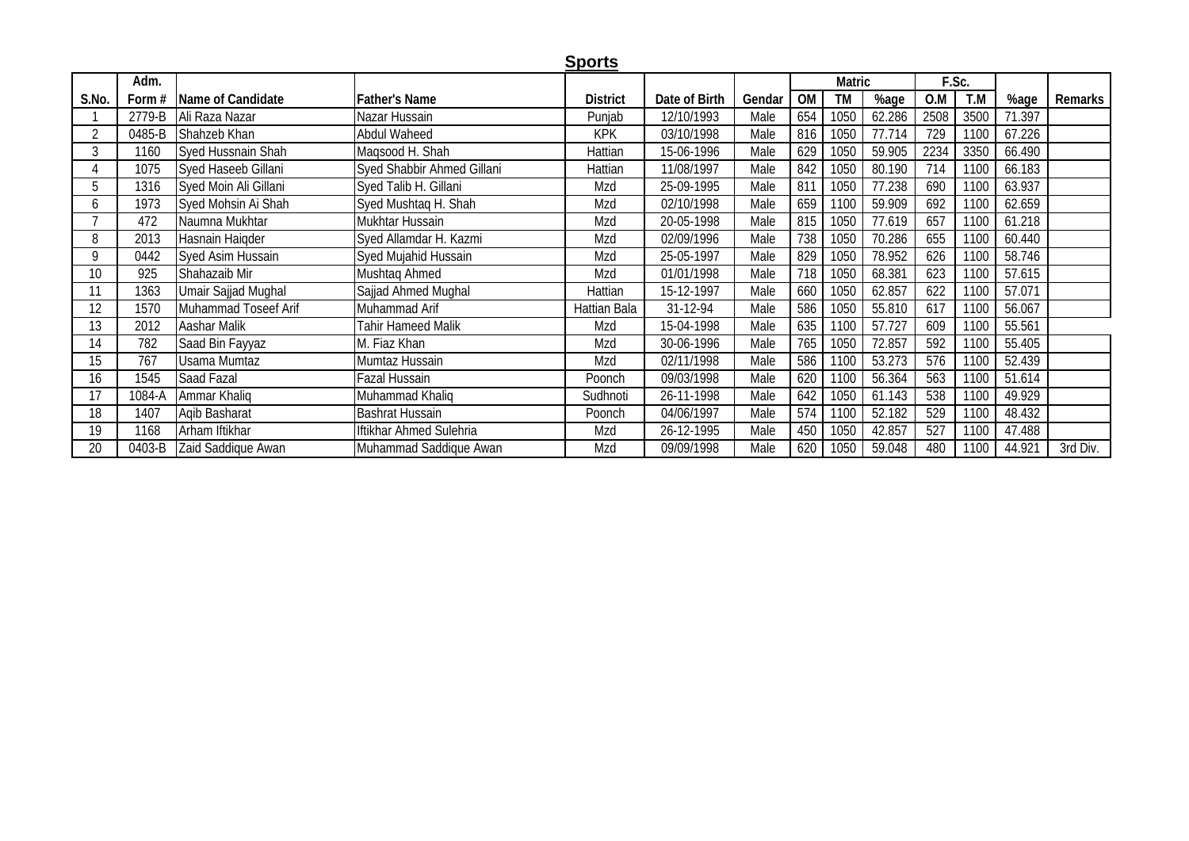## Sports

| S.No. | Adm. Form # | Name of Candidate | Father's Name | District | Date of Birth | Gendar | Matric | | | F.Sc. | | %age | Remarks |
|---|---|---|---|---|---|---|---|---|---|---|---|---|---|
| | | | | | | | OM | TM | %age | O.M | T.M | | |
| 1 | 2779-B | Ali Raza Nazar | Nazar Hussain | Punjab | 12/10/1993 | Male | 654 | 1050 | 62.286 | 2508 | 3500 | 71.397 | |
| 2 | 0485-B | Shahzeb Khan | Abdul Waheed | KPK | 03/10/1998 | Male | 816 | 1050 | 77.714 | 729 | 1100 | 67.226 | |
| 3 | 1160 | Syed Hussnain Shah | Maqsood H. Shah | Hattian | 15-06-1996 | Male | 629 | 1050 | 59.905 | 2234 | 3350 | 66.490 | |
| 4 | 1075 | Syed Haseeb Gillani | Syed Shabbir Ahmed Gillani | Hattian | 11/08/1997 | Male | 842 | 1050 | 80.190 | 714 | 1100 | 66.183 | |
| 5 | 1316 | Syed Moin Ali Gillani | Syed Talib H. Gillani | Mzd | 25-09-1995 | Male | 811 | 1050 | 77.238 | 690 | 1100 | 63.937 | |
| 6 | 1973 | Syed Mohsin Ai Shah | Syed Mushtaq H. Shah | Mzd | 02/10/1998 | Male | 659 | 1100 | 59.909 | 692 | 1100 | 62.659 | |
| 7 | 472 | Naumna Mukhtar | Mukhtar Hussain | Mzd | 20-05-1998 | Male | 815 | 1050 | 77.619 | 657 | 1100 | 61.218 | |
| 8 | 2013 | Hasnain Haiqder | Syed Allamdar H. Kazmi | Mzd | 02/09/1996 | Male | 738 | 1050 | 70.286 | 655 | 1100 | 60.440 | |
| 9 | 0442 | Syed Asim Hussain | Syed Mujahid Hussain | Mzd | 25-05-1997 | Male | 829 | 1050 | 78.952 | 626 | 1100 | 58.746 | |
| 10 | 925 | Shahazaib Mir | Mushtaq Ahmed | Mzd | 01/01/1998 | Male | 718 | 1050 | 68.381 | 623 | 1100 | 57.615 | |
| 11 | 1363 | Umair Sajjad Mughal | Sajjad Ahmed Mughal | Hattian | 15-12-1997 | Male | 660 | 1050 | 62.857 | 622 | 1100 | 57.071 | |
| 12 | 1570 | Muhammad Toseef Arif | Muhammad Arif | Hattian Bala | 31-12-94 | Male | 586 | 1050 | 55.810 | 617 | 1100 | 56.067 | |
| 13 | 2012 | Aashar Malik | Tahir Hameed Malik | Mzd | 15-04-1998 | Male | 635 | 1100 | 57.727 | 609 | 1100 | 55.561 | |
| 14 | 782 | Saad Bin Fayyaz | M. Fiaz Khan | Mzd | 30-06-1996 | Male | 765 | 1050 | 72.857 | 592 | 1100 | 55.405 | |
| 15 | 767 | Usama Mumtaz | Mumtaz Hussain | Mzd | 02/11/1998 | Male | 586 | 1100 | 53.273 | 576 | 1100 | 52.439 | |
| 16 | 1545 | Saad Fazal | Fazal Hussain | Poonch | 09/03/1998 | Male | 620 | 1100 | 56.364 | 563 | 1100 | 51.614 | |
| 17 | 1084-A | Ammar Khaliq | Muhammad Khaliq | Sudhnoti | 26-11-1998 | Male | 642 | 1050 | 61.143 | 538 | 1100 | 49.929 | |
| 18 | 1407 | Aqib Basharat | Bashrat Hussain | Poonch | 04/06/1997 | Male | 574 | 1100 | 52.182 | 529 | 1100 | 48.432 | |
| 19 | 1168 | Arham Iftikhar | Iftikhar Ahmed Sulehria | Mzd | 26-12-1995 | Male | 450 | 1050 | 42.857 | 527 | 1100 | 47.488 | |
| 20 | 0403-B | Zaid Saddique Awan | Muhammad Saddique Awan | Mzd | 09/09/1998 | Male | 620 | 1050 | 59.048 | 480 | 1100 | 44.921 | 3rd Div. |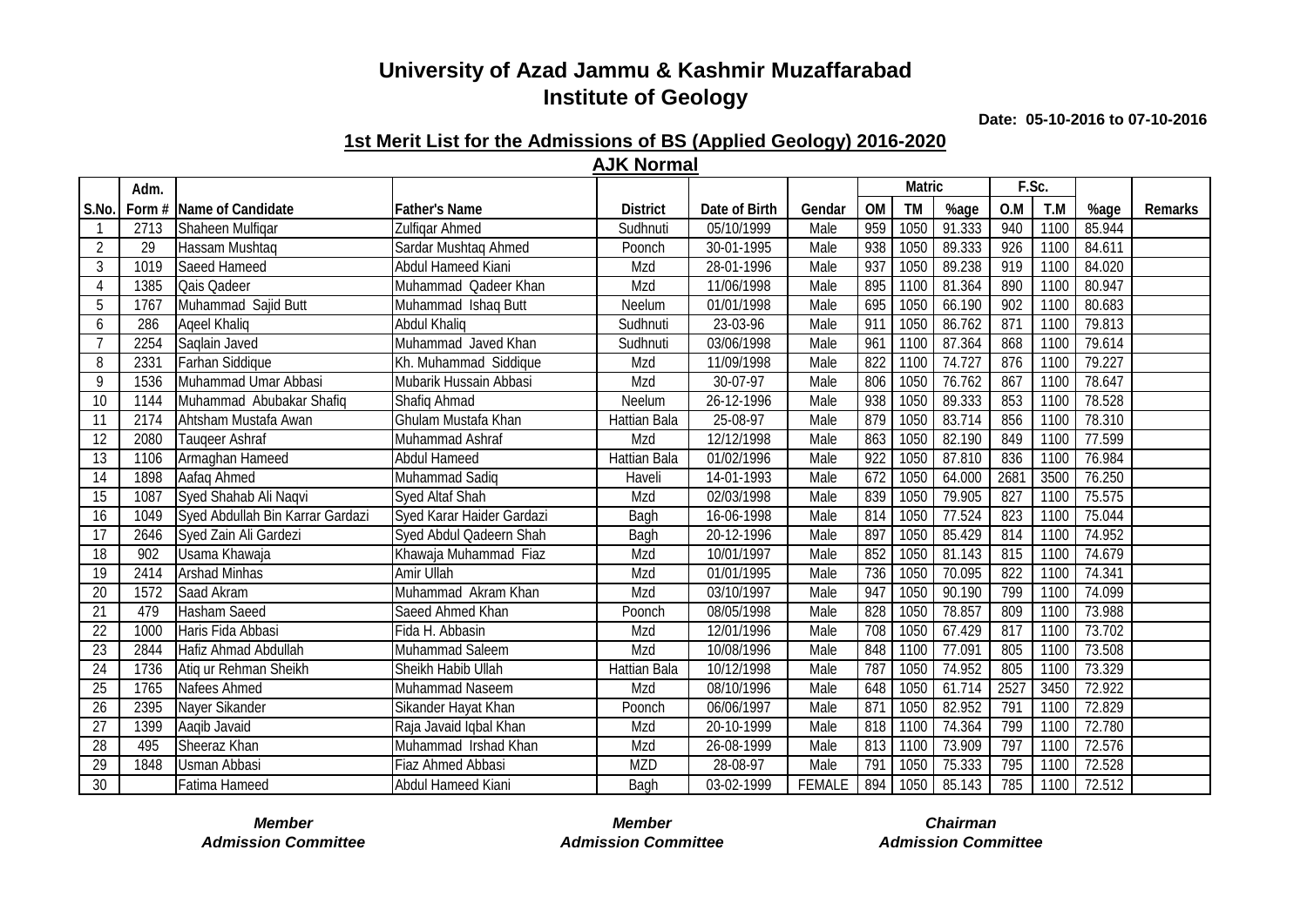# University of Azad Jammu & Kashmir Muzaffarabad
# Institute of Geology

**Date: 05-10-2016 to 07-10-2016**

## 1st Merit List for the Admissions of BS (Applied Geology) 2016-2020

### AJK Normal

| S.No. | Adm. Form # | Name of Candidate | Father's Name | District | Date of Birth | Gendar | Matric | | | F.Sc. | | | Remarks |
|---|---|---|---|---|---|---|---|---|---|---|---|---|---|
| | | | | | | | OM | TM | %age | O.M | T.M | %age | |
| 1 | 2713 | Shaheen Mulfiqar | Zulfiqar Ahmed | Sudhnuti | 05/10/1999 | Male | 959 | 1050 | 91.333 | 940 | 1100 | 85.944 | |
| 2 | 29 | Hassam Mushtaq | Sardar Mushtaq Ahmed | Poonch | 30-01-1995 | Male | 938 | 1050 | 89.333 | 926 | 1100 | 84.611 | |
| 3 | 1019 | Saeed Hameed | Abdul Hameed Kiani | Mzd | 28-01-1996 | Male | 937 | 1050 | 89.238 | 919 | 1100 | 84.020 | |
| 4 | 1385 | Qais Qadeer | Muhammad Qadeer Khan | Mzd | 11/06/1998 | Male | 895 | 1100 | 81.364 | 890 | 1100 | 80.947 | |
| 5 | 1767 | Muhammad Sajid Butt | Muhammad Ishaq Butt | Neelum | 01/01/1998 | Male | 695 | 1050 | 66.190 | 902 | 1100 | 80.683 | |
| 6 | 286 | Aqeel Khaliq | Abdul Khaliq | Sudhnuti | 23-03-96 | Male | 911 | 1050 | 86.762 | 871 | 1100 | 79.813 | |
| 7 | 2254 | Saqlain Javed | Muhammad Javed Khan | Sudhnuti | 03/06/1998 | Male | 961 | 1100 | 87.364 | 868 | 1100 | 79.614 | |
| 8 | 2331 | Farhan Siddique | Kh. Muhammad Siddique | Mzd | 11/09/1998 | Male | 822 | 1100 | 74.727 | 876 | 1100 | 79.227 | |
| 9 | 1536 | Muhammad Umar Abbasi | Mubarik Hussain Abbasi | Mzd | 30-07-97 | Male | 806 | 1050 | 76.762 | 867 | 1100 | 78.647 | |
| 10 | 1144 | Muhammad Abubakar Shafiq | Shafiq Ahmad | Neelum | 26-12-1996 | Male | 938 | 1050 | 89.333 | 853 | 1100 | 78.528 | |
| 11 | 2174 | Ahtsham Mustafa Awan | Ghulam Mustafa Khan | Hattian Bala | 25-08-97 | Male | 879 | 1050 | 83.714 | 856 | 1100 | 78.310 | |
| 12 | 2080 | Tauqeer Ashraf | Muhammad Ashraf | Mzd | 12/12/1998 | Male | 863 | 1050 | 82.190 | 849 | 1100 | 77.599 | |
| 13 | 1106 | Armaghan Hameed | Abdul Hameed | Hattian Bala | 01/02/1996 | Male | 922 | 1050 | 87.810 | 836 | 1100 | 76.984 | |
| 14 | 1898 | Aafaq Ahmed | Muhammad Sadiq | Haveli | 14-01-1993 | Male | 672 | 1050 | 64.000 | 2681 | 3500 | 76.250 | |
| 15 | 1087 | Syed Shahab Ali Naqvi | Syed Altaf Shah | Mzd | 02/03/1998 | Male | 839 | 1050 | 79.905 | 827 | 1100 | 75.575 | |
| 16 | 1049 | Syed Abdullah Bin Karrar Gardazi | Syed Karar Haider Gardazi | Bagh | 16-06-1998 | Male | 814 | 1050 | 77.524 | 823 | 1100 | 75.044 | |
| 17 | 2646 | Syed Zain Ali Gardezi | Syed Abdul Qadeern Shah | Bagh | 20-12-1996 | Male | 897 | 1050 | 85.429 | 814 | 1100 | 74.952 | |
| 18 | 902 | Usama Khawaja | Khawaja Muhammad Fiaz | Mzd | 10/01/1997 | Male | 852 | 1050 | 81.143 | 815 | 1100 | 74.679 | |
| 19 | 2414 | Arshad Minhas | Amir Ullah | Mzd | 01/01/1995 | Male | 736 | 1050 | 70.095 | 822 | 1100 | 74.341 | |
| 20 | 1572 | Saad Akram | Muhammad Akram Khan | Mzd | 03/10/1997 | Male | 947 | 1050 | 90.190 | 799 | 1100 | 74.099 | |
| 21 | 479 | Hasham Saeed | Saeed Ahmed Khan | Poonch | 08/05/1998 | Male | 828 | 1050 | 78.857 | 809 | 1100 | 73.988 | |
| 22 | 1000 | Haris Fida Abbasi | Fida H. Abbasin | Mzd | 12/01/1996 | Male | 708 | 1050 | 67.429 | 817 | 1100 | 73.702 | |
| 23 | 2844 | Hafiz Ahmad Abdullah | Muhammad Saleem | Mzd | 10/08/1996 | Male | 848 | 1100 | 77.091 | 805 | 1100 | 73.508 | |
| 24 | 1736 | Atiq ur Rehman Sheikh | Sheikh Habib Ullah | Hattian Bala | 10/12/1998 | Male | 787 | 1050 | 74.952 | 805 | 1100 | 73.329 | |
| 25 | 1765 | Nafees Ahmed | Muhammad Naseem | Mzd | 08/10/1996 | Male | 648 | 1050 | 61.714 | 2527 | 3450 | 72.922 | |
| 26 | 2395 | Nayer Sikander | Sikander Hayat Khan | Poonch | 06/06/1997 | Male | 871 | 1050 | 82.952 | 791 | 1100 | 72.829 | |
| 27 | 1399 | Aaqib Javaid | Raja Javaid Iqbal Khan | Mzd | 20-10-1999 | Male | 818 | 1100 | 74.364 | 799 | 1100 | 72.780 | |
| 28 | 495 | Sheeraz Khan | Muhammad Irshad Khan | Mzd | 26-08-1999 | Male | 813 | 1100 | 73.909 | 797 | 1100 | 72.576 | |
| 29 | 1848 | Usman Abbasi | Fiaz Ahmed Abbasi | MZD | 28-08-97 | Male | 791 | 1050 | 75.333 | 795 | 1100 | 72.528 | |
| 30 | | Fatima Hameed | Abdul Hameed Kiani | Bagh | 03-02-1999 | FEMALE | 894 | 1050 | 85.143 | 785 | 1100 | 72.512 | |

***Member***
***Admission Committee***

***Member***
***Admission Committee***

***Chairman***
***Admission Committee***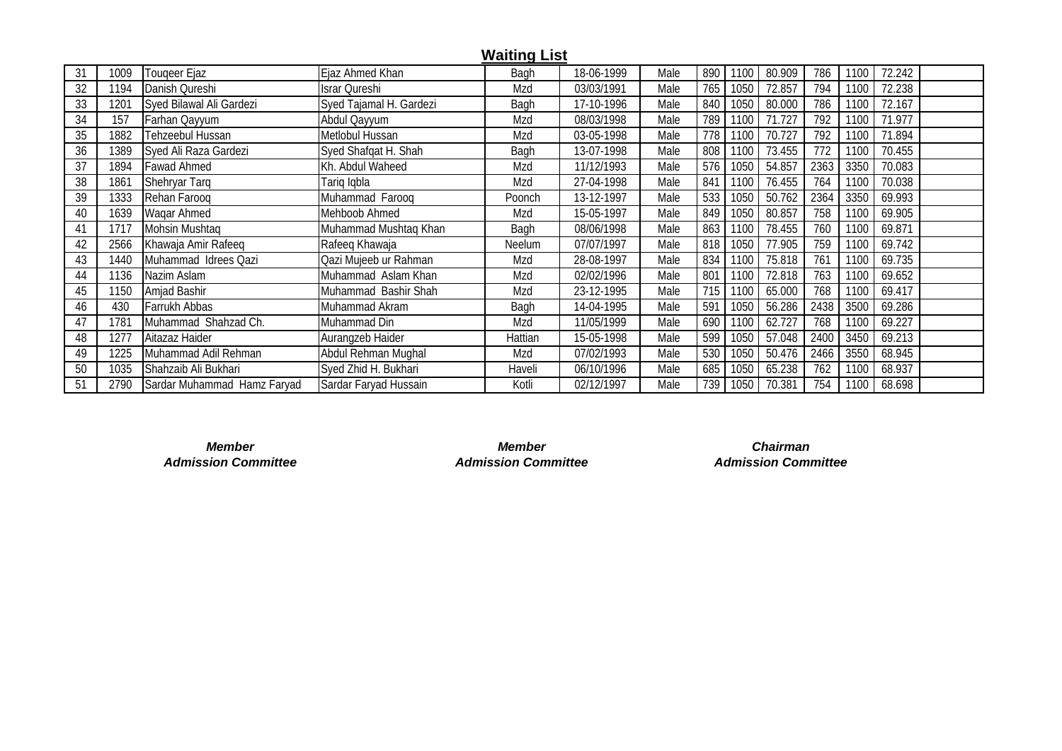## Waiting List

| | | | | | | | | | | | | | |
|---|---|---|---|---|---|---|---|---|---|---|---|---|---|
| 31 | 1009 | Touqeer Ejaz | Ejaz Ahmed Khan | Bagh | 18-06-1999 | Male | 890 | 1100 | 80.909 | 786 | 1100 | 72.242 | |
| 32 | 1194 | Danish Qureshi | Israr Qureshi | Mzd | 03/03/1991 | Male | 765 | 1050 | 72.857 | 794 | 1100 | 72.238 | |
| 33 | 1201 | Syed Bilawal Ali Gardezi | Syed Tajamal H. Gardezi | Bagh | 17-10-1996 | Male | 840 | 1050 | 80.000 | 786 | 1100 | 72.167 | |
| 34 | 157 | Farhan Qayyum | Abdul Qayyum | Mzd | 08/03/1998 | Male | 789 | 1100 | 71.727 | 792 | 1100 | 71.977 | |
| 35 | 1882 | Tehzeebul Hussan | Metlobul Hussan | Mzd | 03-05-1998 | Male | 778 | 1100 | 70.727 | 792 | 1100 | 71.894 | |
| 36 | 1389 | Syed Ali Raza Gardezi | Syed Shafqat H. Shah | Bagh | 13-07-1998 | Male | 808 | 1100 | 73.455 | 772 | 1100 | 70.455 | |
| 37 | 1894 | Fawad Ahmed | Kh. Abdul Waheed | Mzd | 11/12/1993 | Male | 576 | 1050 | 54.857 | 2363 | 3350 | 70.083 | |
| 38 | 1861 | Shehryar Tarq | Tariq Iqbla | Mzd | 27-04-1998 | Male | 841 | 1100 | 76.455 | 764 | 1100 | 70.038 | |
| 39 | 1333 | Rehan Farooq | Muhammad Farooq | Poonch | 13-12-1997 | Male | 533 | 1050 | 50.762 | 2364 | 3350 | 69.993 | |
| 40 | 1639 | Waqar Ahmed | Mehboob Ahmed | Mzd | 15-05-1997 | Male | 849 | 1050 | 80.857 | 758 | 1100 | 69.905 | |
| 41 | 1717 | Mohsin Mushtaq | Muhammad Mushtaq Khan | Bagh | 08/06/1998 | Male | 863 | 1100 | 78.455 | 760 | 1100 | 69.871 | |
| 42 | 2566 | Khawaja Amir Rafeeq | Rafeeq Khawaja | Neelum | 07/07/1997 | Male | 818 | 1050 | 77.905 | 759 | 1100 | 69.742 | |
| 43 | 1440 | Muhammad Idrees Qazi | Qazi Mujeeb ur Rahman | Mzd | 28-08-1997 | Male | 834 | 1100 | 75.818 | 761 | 1100 | 69.735 | |
| 44 | 1136 | Nazim Aslam | Muhammad Aslam Khan | Mzd | 02/02/1996 | Male | 801 | 1100 | 72.818 | 763 | 1100 | 69.652 | |
| 45 | 1150 | Amjad Bashir | Muhammad Bashir Shah | Mzd | 23-12-1995 | Male | 715 | 1100 | 65.000 | 768 | 1100 | 69.417 | |
| 46 | 430 | Farrukh Abbas | Muhammad Akram | Bagh | 14-04-1995 | Male | 591 | 1050 | 56.286 | 2438 | 3500 | 69.286 | |
| 47 | 1781 | Muhammad Shahzad Ch. | Muhammad Din | Mzd | 11/05/1999 | Male | 690 | 1100 | 62.727 | 768 | 1100 | 69.227 | |
| 48 | 1277 | Aitazaz Haider | Aurangzeb Haider | Hattian | 15-05-1998 | Male | 599 | 1050 | 57.048 | 2400 | 3450 | 69.213 | |
| 49 | 1225 | Muhammad Adil Rehman | Abdul Rehman Mughal | Mzd | 07/02/1993 | Male | 530 | 1050 | 50.476 | 2466 | 3550 | 68.945 | |
| 50 | 1035 | Shahzaib Ali Bukhari | Syed Zhid H. Bukhari | Haveli | 06/10/1996 | Male | 685 | 1050 | 65.238 | 762 | 1100 | 68.937 | |
| 51 | 2790 | Sardar Muhammad Hamz Faryad | Sardar Faryad Hussain | Kotli | 02/12/1997 | Male | 739 | 1050 | 70.381 | 754 | 1100 | 68.698 | |

***Member***
***Admission Committee***

***Member***
***Admission Committee***

***Chairman***
***Admission Committee***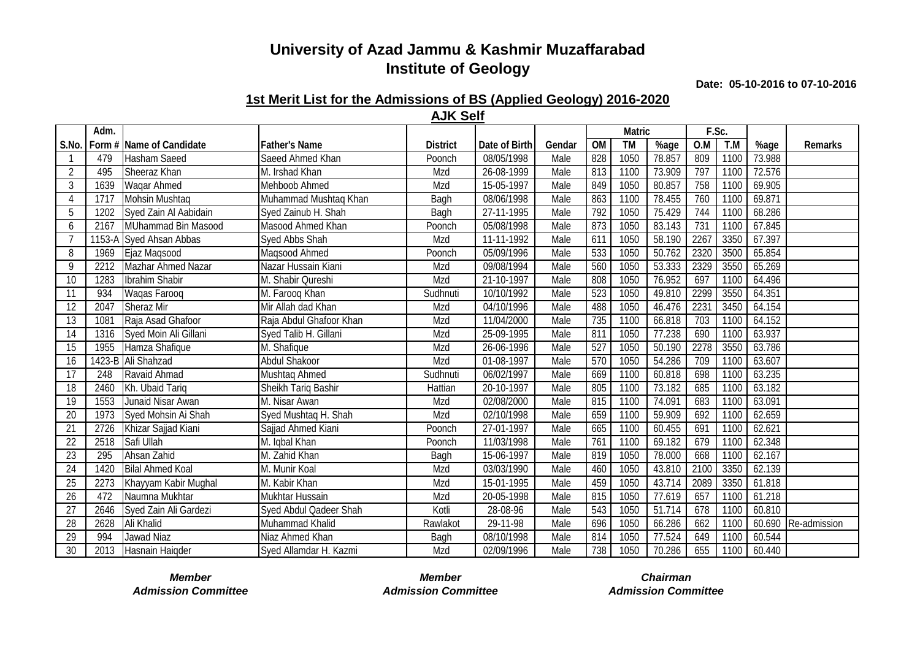# University of Azad Jammu & Kashmir Muzaffarabad
# Institute of Geology

**Date: 05-10-2016 to 07-10-2016**

## 1st Merit List for the Admissions of BS (Applied Geology) 2016-2020

### AJK Self

| S.No. | Adm. Form # | Name of Candidate | Father's Name | District | Date of Birth | Gendar | Matric OM | Matric TM | Matric %age | F.Sc. O.M | F.Sc. T.M | %age | Remarks |
|---|---|---|---|---|---|---|---|---|---|---|---|---|---|
| 1 | 479 | Hasham Saeed | Saeed Ahmed Khan | Poonch | 08/05/1998 | Male | 828 | 1050 | 78.857 | 809 | 1100 | 73.988 | |
| 2 | 495 | Sheeraz Khan | M. Irshad Khan | Mzd | 26-08-1999 | Male | 813 | 1100 | 73.909 | 797 | 1100 | 72.576 | |
| 3 | 1639 | Waqar Ahmed | Mehboob Ahmed | Mzd | 15-05-1997 | Male | 849 | 1050 | 80.857 | 758 | 1100 | 69.905 | |
| 4 | 1717 | Mohsin Mushtaq | Muhammad Mushtaq Khan | Bagh | 08/06/1998 | Male | 863 | 1100 | 78.455 | 760 | 1100 | 69.871 | |
| 5 | 1202 | Syed Zain Al Aabidain | Syed Zainub H. Shah | Bagh | 27-11-1995 | Male | 792 | 1050 | 75.429 | 744 | 1100 | 68.286 | |
| 6 | 2167 | MUhammad Bin Masood | Masood Ahmed Khan | Poonch | 05/08/1998 | Male | 873 | 1050 | 83.143 | 731 | 1100 | 67.845 | |
| 7 | 1153-A | Syed Ahsan Abbas | Syed Abbs Shah | Mzd | 11-11-1992 | Male | 611 | 1050 | 58.190 | 2267 | 3350 | 67.397 | |
| 8 | 1969 | Ejaz Maqsood | Maqsood Ahmed | Poonch | 05/09/1996 | Male | 533 | 1050 | 50.762 | 2320 | 3500 | 65.854 | |
| 9 | 2212 | Mazhar Ahmed Nazar | Nazar Hussain Kiani | Mzd | 09/08/1994 | Male | 560 | 1050 | 53.333 | 2329 | 3550 | 65.269 | |
| 10 | 1283 | Ibrahim Shabir | M. Shabir Qureshi | Mzd | 21-10-1997 | Male | 808 | 1050 | 76.952 | 697 | 1100 | 64.496 | |
| 11 | 934 | Waqas Farooq | M. Farooq Khan | Sudhnuti | 10/10/1992 | Male | 523 | 1050 | 49.810 | 2299 | 3550 | 64.351 | |
| 12 | 2047 | Sheraz Mir | Mir Allah dad Khan | Mzd | 04/10/1996 | Male | 488 | 1050 | 46.476 | 2231 | 3450 | 64.154 | |
| 13 | 1081 | Raja Asad Ghafoor | Raja Abdul Ghafoor Khan | Mzd | 11/04/2000 | Male | 735 | 1100 | 66.818 | 703 | 1100 | 64.152 | |
| 14 | 1316 | Syed Moin Ali Gillani | Syed Talib H. Gillani | Mzd | 25-09-1995 | Male | 811 | 1050 | 77.238 | 690 | 1100 | 63.937 | |
| 15 | 1955 | Hamza Shafique | M. Shafique | Mzd | 26-06-1996 | Male | 527 | 1050 | 50.190 | 2278 | 3550 | 63.786 | |
| 16 | 1423-B | Ali Shahzad | Abdul Shakoor | Mzd | 01-08-1997 | Male | 570 | 1050 | 54.286 | 709 | 1100 | 63.607 | |
| 17 | 248 | Ravaid Ahmad | Mushtaq Ahmed | Sudhnuti | 06/02/1997 | Male | 669 | 1100 | 60.818 | 698 | 1100 | 63.235 | |
| 18 | 2460 | Kh. Ubaid Tariq | Sheikh Tariq Bashir | Hattian | 20-10-1997 | Male | 805 | 1100 | 73.182 | 685 | 1100 | 63.182 | |
| 19 | 1553 | Junaid Nisar Awan | M. Nisar Awan | Mzd | 02/08/2000 | Male | 815 | 1100 | 74.091 | 683 | 1100 | 63.091 | |
| 20 | 1973 | Syed Mohsin Ai Shah | Syed Mushtaq H. Shah | Mzd | 02/10/1998 | Male | 659 | 1100 | 59.909 | 692 | 1100 | 62.659 | |
| 21 | 2726 | Khizar Sajjad Kiani | Sajjad Ahmed Kiani | Poonch | 27-01-1997 | Male | 665 | 1100 | 60.455 | 691 | 1100 | 62.621 | |
| 22 | 2518 | Safi Ullah | M. Iqbal Khan | Poonch | 11/03/1998 | Male | 761 | 1100 | 69.182 | 679 | 1100 | 62.348 | |
| 23 | 295 | Ahsan Zahid | M. Zahid Khan | Bagh | 15-06-1997 | Male | 819 | 1050 | 78.000 | 668 | 1100 | 62.167 | |
| 24 | 1420 | Bilal Ahmed Koal | M. Munir Koal | Mzd | 03/03/1990 | Male | 460 | 1050 | 43.810 | 2100 | 3350 | 62.139 | |
| 25 | 2273 | Khayyam Kabir Mughal | M. Kabir Khan | Mzd | 15-01-1995 | Male | 459 | 1050 | 43.714 | 2089 | 3350 | 61.818 | |
| 26 | 472 | Naumna Mukhtar | Mukhtar Hussain | Mzd | 20-05-1998 | Male | 815 | 1050 | 77.619 | 657 | 1100 | 61.218 | |
| 27 | 2646 | Syed Zain Ali Gardezi | Syed Abdul Qadeer Shah | Kotli | 28-08-96 | Male | 543 | 1050 | 51.714 | 678 | 1100 | 60.810 | |
| 28 | 2628 | Ali Khalid | Muhammad Khalid | Rawlakot | 29-11-98 | Male | 696 | 1050 | 66.286 | 662 | 1100 | 60.690 | Re-admission |
| 29 | 994 | Jawad Niaz | Niaz Ahmed Khan | Bagh | 08/10/1998 | Male | 814 | 1050 | 77.524 | 649 | 1100 | 60.544 | |
| 30 | 2013 | Hasnain Haiqder | Syed Allamdar H. Kazmi | Mzd | 02/09/1996 | Male | 738 | 1050 | 70.286 | 655 | 1100 | 60.440 | |

***Member***
***Admission Committee***

***Member***
***Admission Committee***

***Chairman***
***Admission Committee***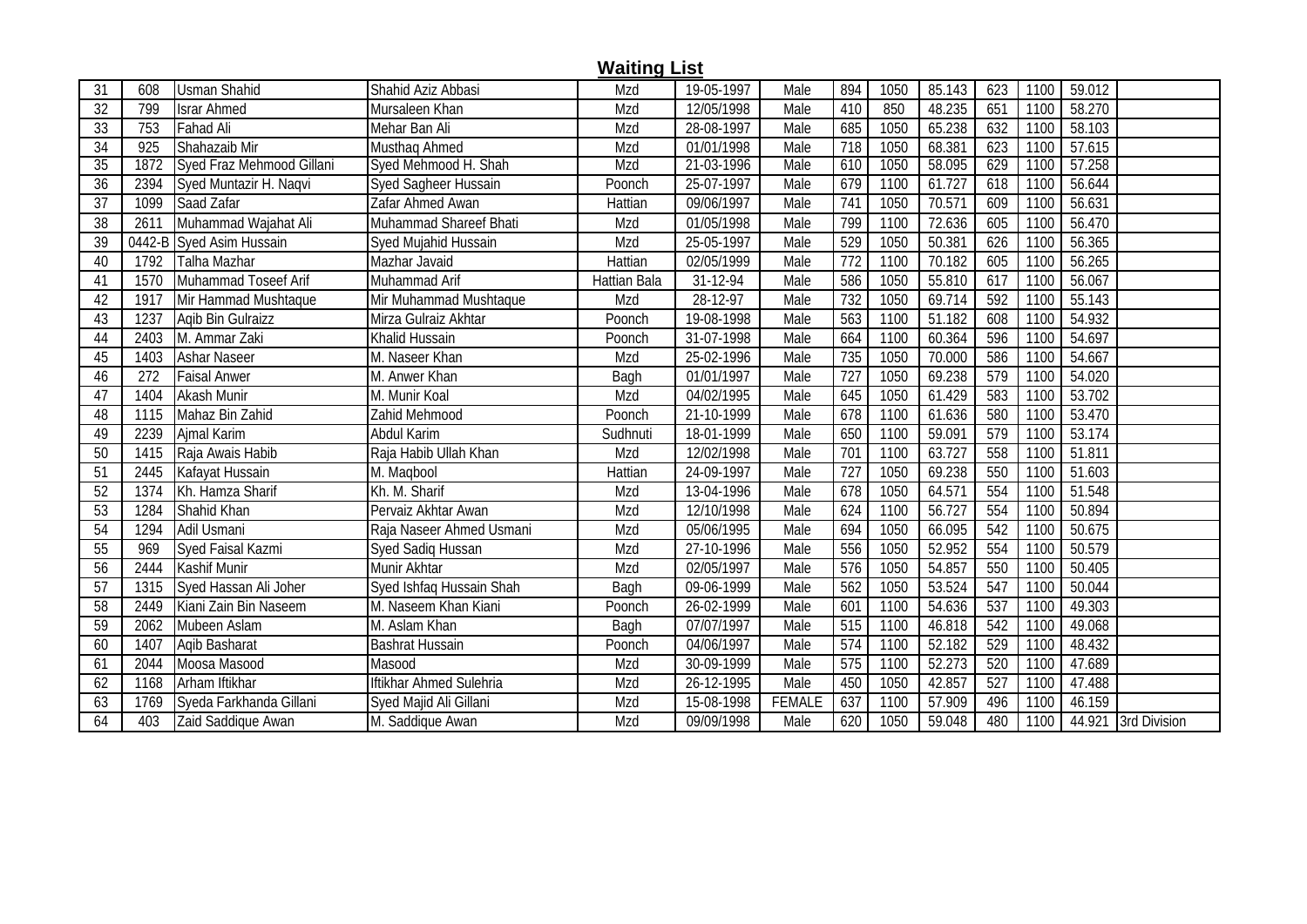## Waiting List

| | | | | | | | | | | | | | |
|---|---|---|---|---|---|---|---|---|---|---|---|---|---|
| 31 | 608 | Usman Shahid | Shahid Aziz Abbasi | Mzd | 19-05-1997 | Male | 894 | 1050 | 85.143 | 623 | 1100 | 59.012 | |
| 32 | 799 | Israr Ahmed | Mursaleen Khan | Mzd | 12/05/1998 | Male | 410 | 850 | 48.235 | 651 | 1100 | 58.270 | |
| 33 | 753 | Fahad Ali | Mehar Ban Ali | Mzd | 28-08-1997 | Male | 685 | 1050 | 65.238 | 632 | 1100 | 58.103 | |
| 34 | 925 | Shahazaib Mir | Musthaq Ahmed | Mzd | 01/01/1998 | Male | 718 | 1050 | 68.381 | 623 | 1100 | 57.615 | |
| 35 | 1872 | Syed Fraz Mehmood Gillani | Syed Mehmood H. Shah | Mzd | 21-03-1996 | Male | 610 | 1050 | 58.095 | 629 | 1100 | 57.258 | |
| 36 | 2394 | Syed Muntazir H. Naqvi | Syed Sagheer Hussain | Poonch | 25-07-1997 | Male | 679 | 1100 | 61.727 | 618 | 1100 | 56.644 | |
| 37 | 1099 | Saad Zafar | Zafar Ahmed Awan | Hattian | 09/06/1997 | Male | 741 | 1050 | 70.571 | 609 | 1100 | 56.631 | |
| 38 | 2611 | Muhammad Wajahat Ali | Muhammad Shareef Bhati | Mzd | 01/05/1998 | Male | 799 | 1100 | 72.636 | 605 | 1100 | 56.470 | |
| 39 | 0442-B | Syed Asim Hussain | Syed Mujahid Hussain | Mzd | 25-05-1997 | Male | 529 | 1050 | 50.381 | 626 | 1100 | 56.365 | |
| 40 | 1792 | Talha Mazhar | Mazhar Javaid | Hattian | 02/05/1999 | Male | 772 | 1100 | 70.182 | 605 | 1100 | 56.265 | |
| 41 | 1570 | Muhammad Toseef Arif | Muhammad Arif | Hattian Bala | 31-12-94 | Male | 586 | 1050 | 55.810 | 617 | 1100 | 56.067 | |
| 42 | 1917 | Mir Hammad Mushtaque | Mir Muhammad Mushtaque | Mzd | 28-12-97 | Male | 732 | 1050 | 69.714 | 592 | 1100 | 55.143 | |
| 43 | 1237 | Aqib Bin Gulraizz | Mirza Gulraiz Akhtar | Poonch | 19-08-1998 | Male | 563 | 1100 | 51.182 | 608 | 1100 | 54.932 | |
| 44 | 2403 | M. Ammar Zaki | Khalid Hussain | Poonch | 31-07-1998 | Male | 664 | 1100 | 60.364 | 596 | 1100 | 54.697 | |
| 45 | 1403 | Ashar Naseer | M. Naseer Khan | Mzd | 25-02-1996 | Male | 735 | 1050 | 70.000 | 586 | 1100 | 54.667 | |
| 46 | 272 | Faisal Anwer | M. Anwer Khan | Bagh | 01/01/1997 | Male | 727 | 1050 | 69.238 | 579 | 1100 | 54.020 | |
| 47 | 1404 | Akash Munir | M. Munir Koal | Mzd | 04/02/1995 | Male | 645 | 1050 | 61.429 | 583 | 1100 | 53.702 | |
| 48 | 1115 | Mahaz Bin Zahid | Zahid Mehmood | Poonch | 21-10-1999 | Male | 678 | 1100 | 61.636 | 580 | 1100 | 53.470 | |
| 49 | 2239 | Ajmal Karim | Abdul Karim | Sudhnuti | 18-01-1999 | Male | 650 | 1100 | 59.091 | 579 | 1100 | 53.174 | |
| 50 | 1415 | Raja Awais Habib | Raja Habib Ullah Khan | Mzd | 12/02/1998 | Male | 701 | 1100 | 63.727 | 558 | 1100 | 51.811 | |
| 51 | 2445 | Kafayat Hussain | M. Maqbool | Hattian | 24-09-1997 | Male | 727 | 1050 | 69.238 | 550 | 1100 | 51.603 | |
| 52 | 1374 | Kh. Hamza Sharif | Kh. M. Sharif | Mzd | 13-04-1996 | Male | 678 | 1050 | 64.571 | 554 | 1100 | 51.548 | |
| 53 | 1284 | Shahid Khan | Pervaiz Akhtar Awan | Mzd | 12/10/1998 | Male | 624 | 1100 | 56.727 | 554 | 1100 | 50.894 | |
| 54 | 1294 | Adil Usmani | Raja Naseer Ahmed Usmani | Mzd | 05/06/1995 | Male | 694 | 1050 | 66.095 | 542 | 1100 | 50.675 | |
| 55 | 969 | Syed Faisal Kazmi | Syed Sadiq Hussan | Mzd | 27-10-1996 | Male | 556 | 1050 | 52.952 | 554 | 1100 | 50.579 | |
| 56 | 2444 | Kashif Munir | Munir Akhtar | Mzd | 02/05/1997 | Male | 576 | 1050 | 54.857 | 550 | 1100 | 50.405 | |
| 57 | 1315 | Syed Hassan Ali Joher | Syed Ishfaq Hussain Shah | Bagh | 09-06-1999 | Male | 562 | 1050 | 53.524 | 547 | 1100 | 50.044 | |
| 58 | 2449 | Kiani Zain Bin Naseem | M. Naseem Khan Kiani | Poonch | 26-02-1999 | Male | 601 | 1100 | 54.636 | 537 | 1100 | 49.303 | |
| 59 | 2062 | Mubeen Aslam | M. Aslam Khan | Bagh | 07/07/1997 | Male | 515 | 1100 | 46.818 | 542 | 1100 | 49.068 | |
| 60 | 1407 | Aqib Basharat | Bashrat Hussain | Poonch | 04/06/1997 | Male | 574 | 1100 | 52.182 | 529 | 1100 | 48.432 | |
| 61 | 2044 | Moosa Masood | Masood | Mzd | 30-09-1999 | Male | 575 | 1100 | 52.273 | 520 | 1100 | 47.689 | |
| 62 | 1168 | Arham Iftikhar | Iftikhar Ahmed Sulehria | Mzd | 26-12-1995 | Male | 450 | 1050 | 42.857 | 527 | 1100 | 47.488 | |
| 63 | 1769 | Syeda Farkhanda Gillani | Syed Majid Ali Gillani | Mzd | 15-08-1998 | FEMALE | 637 | 1100 | 57.909 | 496 | 1100 | 46.159 | |
| 64 | 403 | Zaid Saddique Awan | M. Saddique Awan | Mzd | 09/09/1998 | Male | 620 | 1050 | 59.048 | 480 | 1100 | 44.921 | 3rd Division |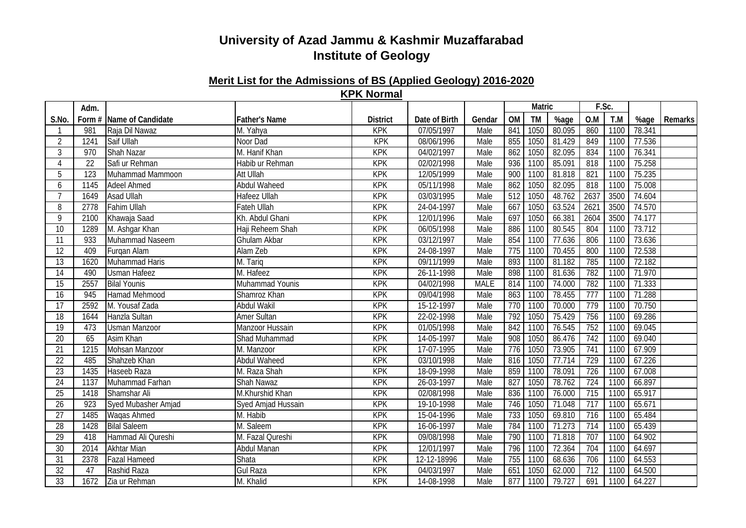# University of Azad Jammu & Kashmir Muzaffarabad
# Institute of Geology

## Merit List for the Admissions of BS (Applied Geology) 2016-2020

### KPK Normal

| S.No. | Adm. Form # | Name of Candidate | Father's Name | District | Date of Birth | Gendar | Matric | | | F.Sc. | | | Remarks |
|---|---|---|---|---|---|---|---|---|---|---|---|---|---|
| | | | | | | | OM | TM | %age | O.M | T.M | %age | |
| 1 | 981 | Raja Dil Nawaz | M. Yahya | KPK | 07/05/1997 | Male | 841 | 1050 | 80.095 | 860 | 1100 | 78.341 | |
| 2 | 1241 | Saif Ullah | Noor Dad | KPK | 08/06/1996 | Male | 855 | 1050 | 81.429 | 849 | 1100 | 77.536 | |
| 3 | 970 | Shah Nazar | M. Hanif Khan | KPK | 04/02/1997 | Male | 862 | 1050 | 82.095 | 834 | 1100 | 76.341 | |
| 4 | 22 | Safi ur Rehman | Habib ur Rehman | KPK | 02/02/1998 | Male | 936 | 1100 | 85.091 | 818 | 1100 | 75.258 | |
| 5 | 123 | Muhammad Mammoon | Att Ullah | KPK | 12/05/1999 | Male | 900 | 1100 | 81.818 | 821 | 1100 | 75.235 | |
| 6 | 1145 | Adeel Ahmed | Abdul Waheed | KPK | 05/11/1998 | Male | 862 | 1050 | 82.095 | 818 | 1100 | 75.008 | |
| 7 | 1649 | Asad Ullah | Hafeez Ullah | KPK | 03/03/1995 | Male | 512 | 1050 | 48.762 | 2637 | 3500 | 74.604 | |
| 8 | 2778 | Fahim Ullah | Fateh Ullah | KPK | 24-04-1997 | Male | 667 | 1050 | 63.524 | 2621 | 3500 | 74.570 | |
| 9 | 2100 | Khawaja Saad | Kh. Abdul Ghani | KPK | 12/01/1996 | Male | 697 | 1050 | 66.381 | 2604 | 3500 | 74.177 | |
| 10 | 1289 | M. Ashgar Khan | Haji Reheem Shah | KPK | 06/05/1998 | Male | 886 | 1100 | 80.545 | 804 | 1100 | 73.712 | |
| 11 | 933 | Muhammad Naseem | Ghulam Akbar | KPK | 03/12/1997 | Male | 854 | 1100 | 77.636 | 806 | 1100 | 73.636 | |
| 12 | 409 | Furqan Alam | Alam Zeb | KPK | 24-08-1997 | Male | 775 | 1100 | 70.455 | 800 | 1100 | 72.538 | |
| 13 | 1620 | Muhammad Haris | M. Tariq | KPK | 09/11/1999 | Male | 893 | 1100 | 81.182 | 785 | 1100 | 72.182 | |
| 14 | 490 | Usman Hafeez | M. Hafeez | KPK | 26-11-1998 | Male | 898 | 1100 | 81.636 | 782 | 1100 | 71.970 | |
| 15 | 2557 | Bilal Younis | Muhammad Younis | KPK | 04/02/1998 | MALE | 814 | 1100 | 74.000 | 782 | 1100 | 71.333 | |
| 16 | 945 | Hamad Mehmood | Shamroz Khan | KPK | 09/04/1998 | Male | 863 | 1100 | 78.455 | 777 | 1100 | 71.288 | |
| 17 | 2592 | M. Yousaf Zada | Abdul Wakil | KPK | 15-12-1997 | Male | 770 | 1100 | 70.000 | 779 | 1100 | 70.750 | |
| 18 | 1644 | Hanzla Sultan | Amer Sultan | KPK | 22-02-1998 | Male | 792 | 1050 | 75.429 | 756 | 1100 | 69.286 | |
| 19 | 473 | Usman Manzoor | Manzoor Hussain | KPK | 01/05/1998 | Male | 842 | 1100 | 76.545 | 752 | 1100 | 69.045 | |
| 20 | 65 | Asim Khan | Shad Muhammad | KPK | 14-05-1997 | Male | 908 | 1050 | 86.476 | 742 | 1100 | 69.040 | |
| 21 | 1215 | Mohsan Manzoor | M. Manzoor | KPK | 17-07-1995 | Male | 776 | 1050 | 73.905 | 741 | 1100 | 67.909 | |
| 22 | 485 | Shahzeb Khan | Abdul Waheed | KPK | 03/10/1998 | Male | 816 | 1050 | 77.714 | 729 | 1100 | 67.226 | |
| 23 | 1435 | Haseeb Raza | M. Raza Shah | KPK | 18-09-1998 | Male | 859 | 1100 | 78.091 | 726 | 1100 | 67.008 | |
| 24 | 1137 | Muhammad Farhan | Shah Nawaz | KPK | 26-03-1997 | Male | 827 | 1050 | 78.762 | 724 | 1100 | 66.897 | |
| 25 | 1418 | Shamshar Ali | M.Khurshid Khan | KPK | 02/08/1998 | Male | 836 | 1100 | 76.000 | 715 | 1100 | 65.917 | |
| 26 | 923 | Syed Mubasher Amjad | Syed Amjad Hussain | KPK | 19-10-1998 | Male | 746 | 1050 | 71.048 | 717 | 1100 | 65.671 | |
| 27 | 1485 | Waqas Ahmed | M. Habib | KPK | 15-04-1996 | Male | 733 | 1050 | 69.810 | 716 | 1100 | 65.484 | |
| 28 | 1428 | Bilal Saleem | M. Saleem | KPK | 16-06-1997 | Male | 784 | 1100 | 71.273 | 714 | 1100 | 65.439 | |
| 29 | 418 | Hammad Ali Qureshi | M. Fazal Qureshi | KPK | 09/08/1998 | Male | 790 | 1100 | 71.818 | 707 | 1100 | 64.902 | |
| 30 | 2014 | Akhtar Mian | Abdul Manan | KPK | 12/01/1997 | Male | 796 | 1100 | 72.364 | 704 | 1100 | 64.697 | |
| 31 | 2378 | Fazal Hameed | Shata | KPK | 12-12-18996 | Male | 755 | 1100 | 68.636 | 706 | 1100 | 64.553 | |
| 32 | 47 | Rashid Raza | Gul Raza | KPK | 04/03/1997 | Male | 651 | 1050 | 62.000 | 712 | 1100 | 64.500 | |
| 33 | 1672 | Zia ur Rehman | M. Khalid | KPK | 14-08-1998 | Male | 877 | 1100 | 79.727 | 691 | 1100 | 64.227 | |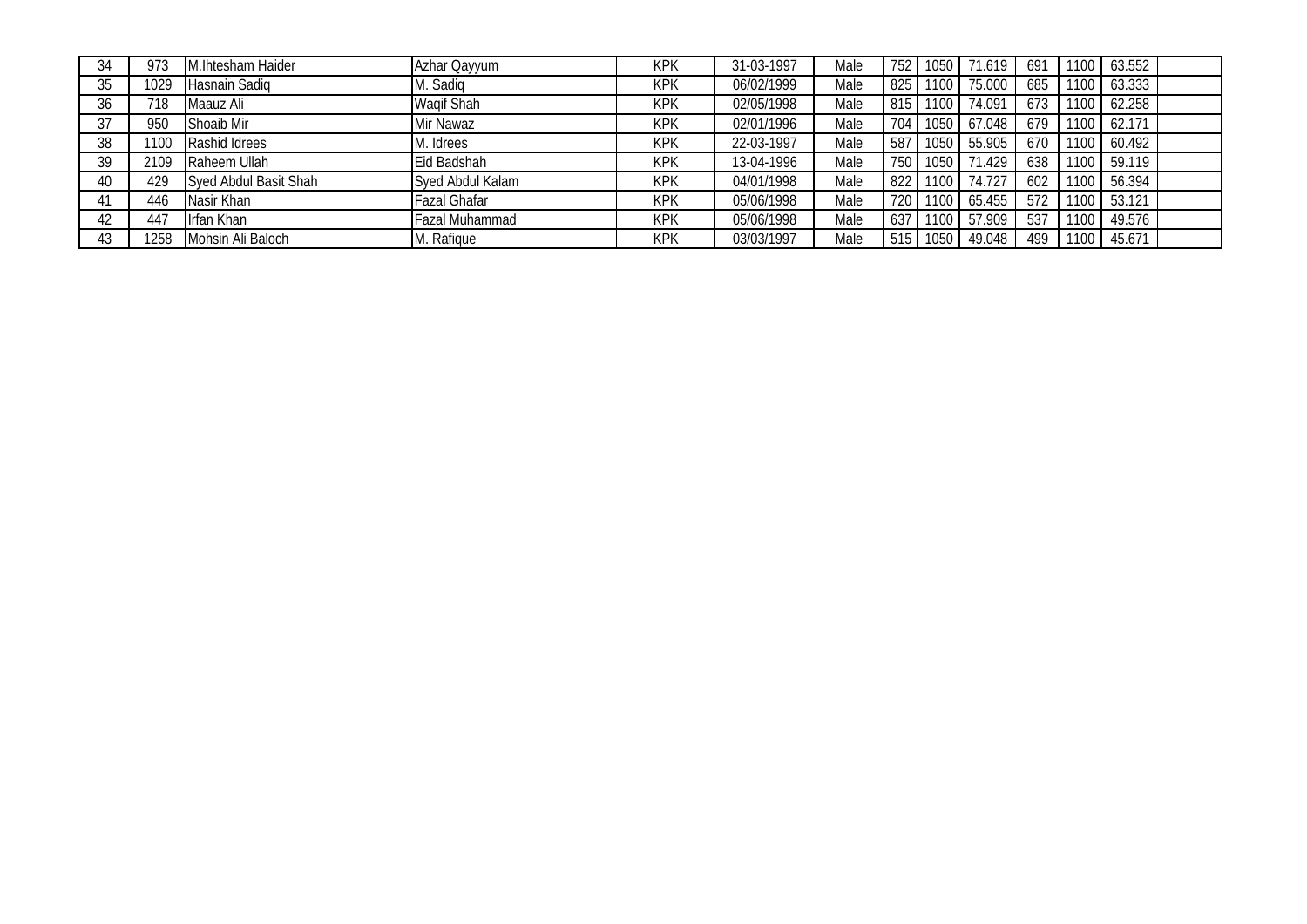| | | | | | | | | | | | | | |
|---|---|---|---|---|---|---|---|---|---|---|---|---|---|
| 34 | 973 | M.Ihtesham Haider | Azhar Qayyum | KPK | 31-03-1997 | Male | 752 | 1050 | 71.619 | 691 | 1100 | 63.552 | |
| 35 | 1029 | Hasnain Sadiq | M. Sadiq | KPK | 06/02/1999 | Male | 825 | 1100 | 75.000 | 685 | 1100 | 63.333 | |
| 36 | 718 | Maauz Ali | Waqif Shah | KPK | 02/05/1998 | Male | 815 | 1100 | 74.091 | 673 | 1100 | 62.258 | |
| 37 | 950 | Shoaib Mir | Mir Nawaz | KPK | 02/01/1996 | Male | 704 | 1050 | 67.048 | 679 | 1100 | 62.171 | |
| 38 | 1100 | Rashid Idrees | M. Idrees | KPK | 22-03-1997 | Male | 587 | 1050 | 55.905 | 670 | 1100 | 60.492 | |
| 39 | 2109 | Raheem Ullah | Eid Badshah | KPK | 13-04-1996 | Male | 750 | 1050 | 71.429 | 638 | 1100 | 59.119 | |
| 40 | 429 | Syed Abdul Basit Shah | Syed Abdul Kalam | KPK | 04/01/1998 | Male | 822 | 1100 | 74.727 | 602 | 1100 | 56.394 | |
| 41 | 446 | Nasir Khan | Fazal Ghafar | KPK | 05/06/1998 | Male | 720 | 1100 | 65.455 | 572 | 1100 | 53.121 | |
| 42 | 447 | Irfan Khan | Fazal Muhammad | KPK | 05/06/1998 | Male | 637 | 1100 | 57.909 | 537 | 1100 | 49.576 | |
| 43 | 1258 | Mohsin Ali Baloch | M. Rafique | KPK | 03/03/1997 | Male | 515 | 1050 | 49.048 | 499 | 1100 | 45.671 | |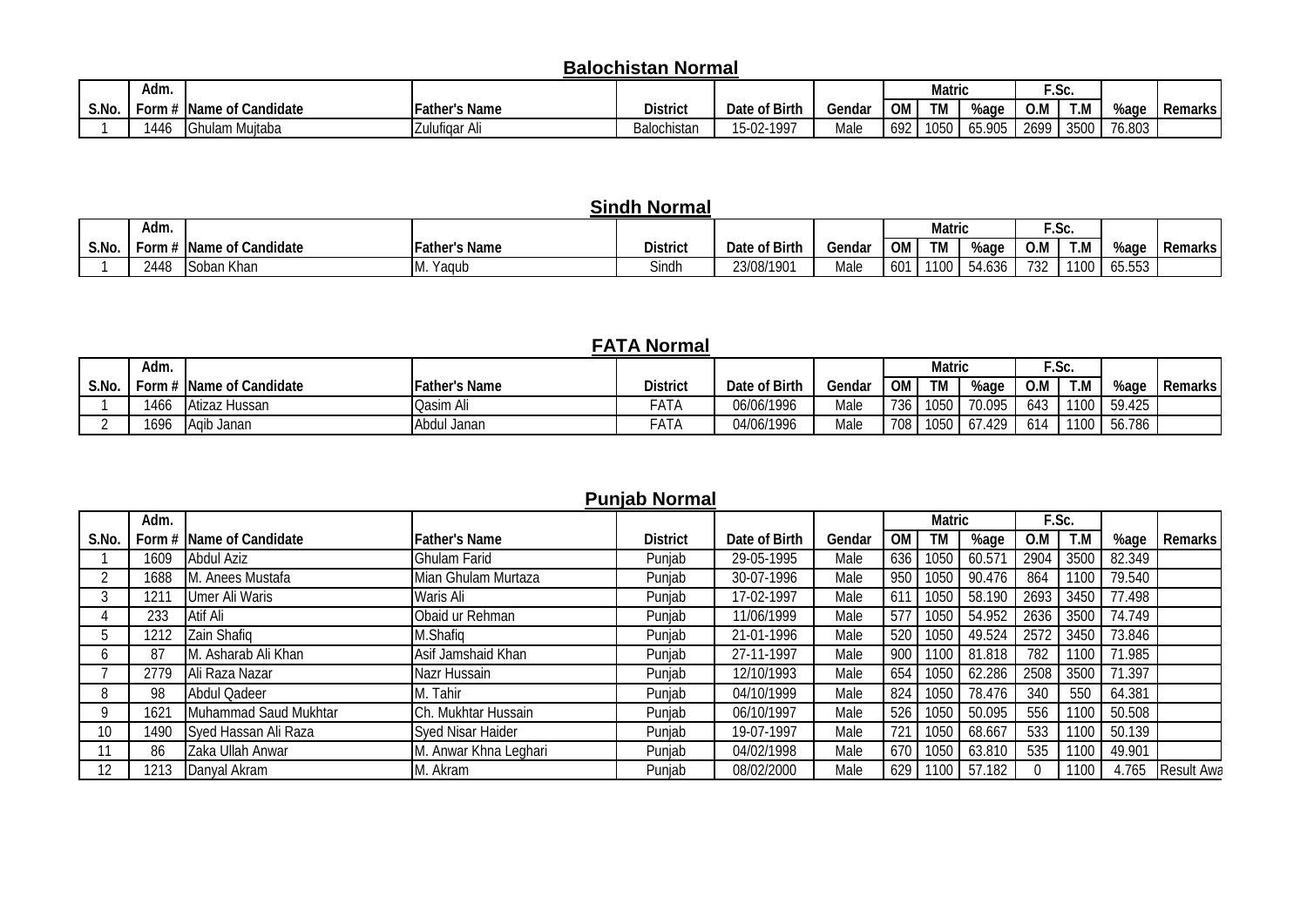## Balochistan Normal

| S.No. | Adm. Form # | Name of Candidate | Father's Name | District | Date of Birth | Gendar | Matric OM | Matric TM | Matric %age | F.Sc. O.M | F.Sc. T.M | %age | Remarks |
|---|---|---|---|---|---|---|---|---|---|---|---|---|---|
| 1 | 1446 | Ghulam Mujtaba | Zulufiqar Ali | Balochistan | 15-02-1997 | Male | 692 | 1050 | 65.905 | 2699 | 3500 | 76.803 | |

## Sindh Normal

| S.No. | Adm. Form # | Name of Candidate | Father's Name | District | Date of Birth | Gendar | Matric OM | Matric TM | Matric %age | F.Sc. O.M | F.Sc. T.M | %age | Remarks |
|---|---|---|---|---|---|---|---|---|---|---|---|---|---|
| 1 | 2448 | Soban Khan | M. Yaqub | Sindh | 23/08/1901 | Male | 601 | 1100 | 54.636 | 732 | 1100 | 65.553 | |

## FATA Normal

| S.No. | Adm. Form # | Name of Candidate | Father's Name | District | Date of Birth | Gendar | Matric OM | Matric TM | Matric %age | F.Sc. O.M | F.Sc. T.M | %age | Remarks |
|---|---|---|---|---|---|---|---|---|---|---|---|---|---|
| 1 | 1466 | Atizaz Hussan | Qasim Ali | FATA | 06/06/1996 | Male | 736 | 1050 | 70.095 | 643 | 1100 | 59.425 | |
| 2 | 1696 | Aqib Janan | Abdul Janan | FATA | 04/06/1996 | Male | 708 | 1050 | 67.429 | 614 | 1100 | 56.786 | |

## Punjab Normal

| S.No. | Adm. Form # | Name of Candidate | Father's Name | District | Date of Birth | Gendar | Matric OM | Matric TM | Matric %age | F.Sc. O.M | F.Sc. T.M | %age | Remarks |
|---|---|---|---|---|---|---|---|---|---|---|---|---|---|
| 1 | 1609 | Abdul Aziz | Ghulam Farid | Punjab | 29-05-1995 | Male | 636 | 1050 | 60.571 | 2904 | 3500 | 82.349 | |
| 2 | 1688 | M. Anees Mustafa | Mian Ghulam Murtaza | Punjab | 30-07-1996 | Male | 950 | 1050 | 90.476 | 864 | 1100 | 79.540 | |
| 3 | 1211 | Umer Ali Waris | Waris Ali | Punjab | 17-02-1997 | Male | 611 | 1050 | 58.190 | 2693 | 3450 | 77.498 | |
| 4 | 233 | Atif Ali | Obaid ur Rehman | Punjab | 11/06/1999 | Male | 577 | 1050 | 54.952 | 2636 | 3500 | 74.749 | |
| 5 | 1212 | Zain Shafiq | M.Shafiq | Punjab | 21-01-1996 | Male | 520 | 1050 | 49.524 | 2572 | 3450 | 73.846 | |
| 6 | 87 | M. Asharab Ali Khan | Asif Jamshaid Khan | Punjab | 27-11-1997 | Male | 900 | 1100 | 81.818 | 782 | 1100 | 71.985 | |
| 7 | 2779 | Ali Raza Nazar | Nazr Hussain | Punjab | 12/10/1993 | Male | 654 | 1050 | 62.286 | 2508 | 3500 | 71.397 | |
| 8 | 98 | Abdul Qadeer | M. Tahir | Punjab | 04/10/1999 | Male | 824 | 1050 | 78.476 | 340 | 550 | 64.381 | |
| 9 | 1621 | Muhammad Saud Mukhtar | Ch. Mukhtar Hussain | Punjab | 06/10/1997 | Male | 526 | 1050 | 50.095 | 556 | 1100 | 50.508 | |
| 10 | 1490 | Syed Hassan Ali Raza | Syed Nisar Haider | Punjab | 19-07-1997 | Male | 721 | 1050 | 68.667 | 533 | 1100 | 50.139 | |
| 11 | 86 | Zaka Ullah Anwar | M. Anwar Khna Leghari | Punjab | 04/02/1998 | Male | 670 | 1050 | 63.810 | 535 | 1100 | 49.901 | |
| 12 | 1213 | Danyal Akram | M. Akram | Punjab | 08/02/2000 | Male | 629 | 1100 | 57.182 | 0 | 1100 | 4.765 | Result Awa |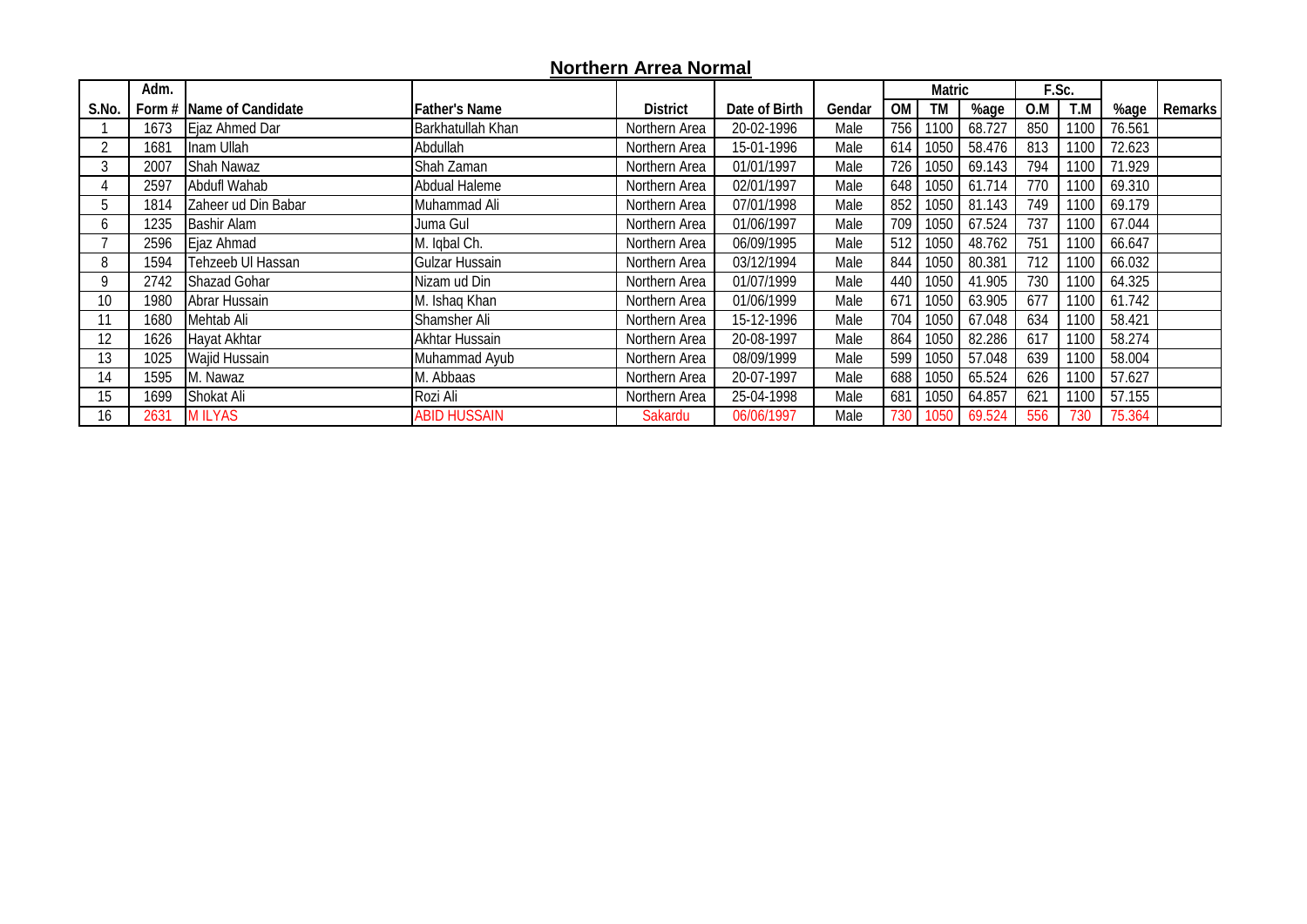## Northern Arrea Normal

| S.No. | Adm. Form # | Name of Candidate | Father's Name | District | Date of Birth | Gendar | Matric | | | F.Sc. | | %age | Remarks |
|---|---|---|---|---|---|---|---|---|---|---|---|---|---|
| | | | | | | | OM | TM | %age | O.M | T.M | | |
| 1 | 1673 | Ejaz Ahmed Dar | Barkhatullah Khan | Northern Area | 20-02-1996 | Male | 756 | 1100 | 68.727 | 850 | 1100 | 76.561 | |
| 2 | 1681 | Inam Ullah | Abdullah | Northern Area | 15-01-1996 | Male | 614 | 1050 | 58.476 | 813 | 1100 | 72.623 | |
| 3 | 2007 | Shah Nawaz | Shah Zaman | Northern Area | 01/01/1997 | Male | 726 | 1050 | 69.143 | 794 | 1100 | 71.929 | |
| 4 | 2597 | Abdufl Wahab | Abdual Haleme | Northern Area | 02/01/1997 | Male | 648 | 1050 | 61.714 | 770 | 1100 | 69.310 | |
| 5 | 1814 | Zaheer ud Din Babar | Muhammad Ali | Northern Area | 07/01/1998 | Male | 852 | 1050 | 81.143 | 749 | 1100 | 69.179 | |
| 6 | 1235 | Bashir Alam | Juma Gul | Northern Area | 01/06/1997 | Male | 709 | 1050 | 67.524 | 737 | 1100 | 67.044 | |
| 7 | 2596 | Ejaz Ahmad | M. Iqbal Ch. | Northern Area | 06/09/1995 | Male | 512 | 1050 | 48.762 | 751 | 1100 | 66.647 | |
| 8 | 1594 | Tehzeeb Ul Hassan | Gulzar Hussain | Northern Area | 03/12/1994 | Male | 844 | 1050 | 80.381 | 712 | 1100 | 66.032 | |
| 9 | 2742 | Shazad Gohar | Nizam ud Din | Northern Area | 01/07/1999 | Male | 440 | 1050 | 41.905 | 730 | 1100 | 64.325 | |
| 10 | 1980 | Abrar Hussain | M. Ishaq Khan | Northern Area | 01/06/1999 | Male | 671 | 1050 | 63.905 | 677 | 1100 | 61.742 | |
| 11 | 1680 | Mehtab Ali | Shamsher Ali | Northern Area | 15-12-1996 | Male | 704 | 1050 | 67.048 | 634 | 1100 | 58.421 | |
| 12 | 1626 | Hayat Akhtar | Akhtar Hussain | Northern Area | 20-08-1997 | Male | 864 | 1050 | 82.286 | 617 | 1100 | 58.274 | |
| 13 | 1025 | Wajid Hussain | Muhammad Ayub | Northern Area | 08/09/1999 | Male | 599 | 1050 | 57.048 | 639 | 1100 | 58.004 | |
| 14 | 1595 | M. Nawaz | M. Abbaas | Northern Area | 20-07-1997 | Male | 688 | 1050 | 65.524 | 626 | 1100 | 57.627 | |
| 15 | 1699 | Shokat Ali | Rozi Ali | Northern Area | 25-04-1998 | Male | 681 | 1050 | 64.857 | 621 | 1100 | 57.155 | |
| 16 | 2631 | M ILYAS | ABID HUSSAIN | Sakardu | 06/06/1997 | Male | 730 | 1050 | 69.524 | 556 | 730 | 75.364 | |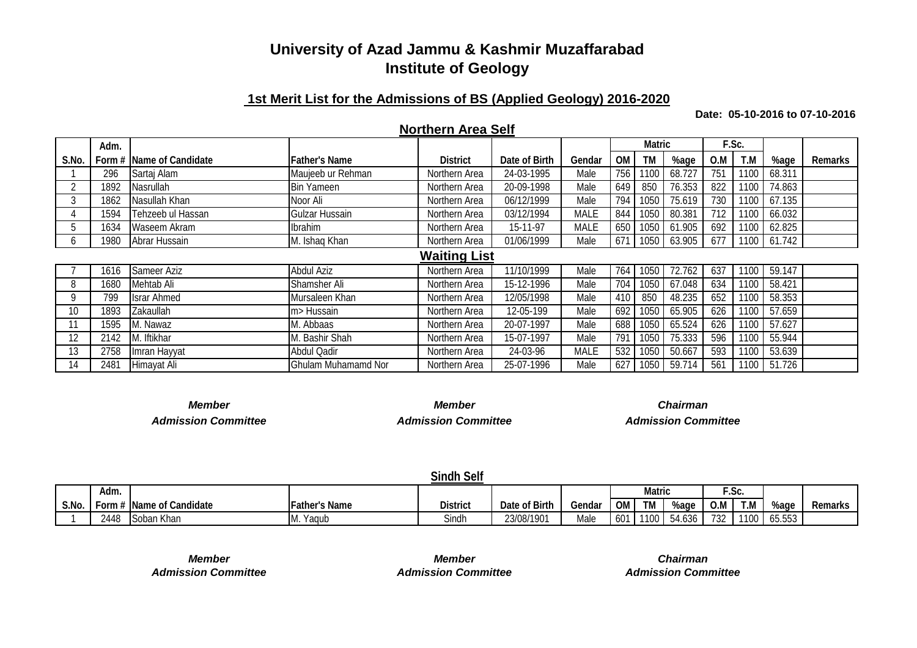# University of Azad Jammu & Kashmir Muzaffarabad
# Institute of Geology

## 1st Merit List for the Admissions of BS (Applied Geology) 2016-2020

**Date: 05-10-2016 to 07-10-2016**

### Northern Area Self

| S.No. | Adm. Form # | Name of Candidate | Father's Name | District | Date of Birth | Gendar | Matric OM | Matric TM | Matric %age | F.Sc. O.M | F.Sc. T.M | %age | Remarks |
|---|---|---|---|---|---|---|---|---|---|---|---|---|---|
| 1 | 296 | Sartaj Alam | Maujeeb ur Rehman | Northern Area | 24-03-1995 | Male | 756 | 1100 | 68.727 | 751 | 1100 | 68.311 | |
| 2 | 1892 | Nasrullah | Bin Yameen | Northern Area | 20-09-1998 | Male | 649 | 850 | 76.353 | 822 | 1100 | 74.863 | |
| 3 | 1862 | Nasullah Khan | Noor Ali | Northern Area | 06/12/1999 | Male | 794 | 1050 | 75.619 | 730 | 1100 | 67.135 | |
| 4 | 1594 | Tehzeeb ul Hassan | Gulzar Hussain | Northern Area | 03/12/1994 | MALE | 844 | 1050 | 80.381 | 712 | 1100 | 66.032 | |
| 5 | 1634 | Waseem Akram | Ibrahim | Northern Area | 15-11-97 | MALE | 650 | 1050 | 61.905 | 692 | 1100 | 62.825 | |
| 6 | 1980 | Abrar Hussain | M. Ishaq Khan | Northern Area | 01/06/1999 | Male | 671 | 1050 | 63.905 | 677 | 1100 | 61.742 | |
| | | **Waiting List** | | | | | | | | | | | |
| 7 | 1616 | Sameer Aziz | Abdul Aziz | Northern Area | 11/10/1999 | Male | 764 | 1050 | 72.762 | 637 | 1100 | 59.147 | |
| 8 | 1680 | Mehtab Ali | Shamsher Ali | Northern Area | 15-12-1996 | Male | 704 | 1050 | 67.048 | 634 | 1100 | 58.421 | |
| 9 | 799 | Israr Ahmed | Mursaleen Khan | Northern Area | 12/05/1998 | Male | 410 | 850 | 48.235 | 652 | 1100 | 58.353 | |
| 10 | 1893 | Zakaullah | m> Hussain | Northern Area | 12-05-199 | Male | 692 | 1050 | 65.905 | 626 | 1100 | 57.659 | |
| 11 | 1595 | M. Nawaz | M. Abbaas | Northern Area | 20-07-1997 | Male | 688 | 1050 | 65.524 | 626 | 1100 | 57.627 | |
| 12 | 2142 | M. Iftikhar | M. Bashir Shah | Northern Area | 15-07-1997 | Male | 791 | 1050 | 75.333 | 596 | 1100 | 55.944 | |
| 13 | 2758 | Imran Hayyat | Abdul Qadir | Northern Area | 24-03-96 | MALE | 532 | 1050 | 50.667 | 593 | 1100 | 53.639 | |
| 14 | 2481 | Himayat Ali | Ghulam Muhamamd Nor | Northern Area | 25-07-1996 | Male | 627 | 1050 | 59.714 | 561 | 1100 | 51.726 | |

***Member*** ***Admission Committee*** — ***Member*** ***Admission Committee*** — ***Chairman*** ***Admission Committee***

### Sindh Self

| S.No. | Adm. Form # | Name of Candidate | Father's Name | District | Date of Birth | Gendar | Matric OM | Matric TM | Matric %age | F.Sc. O.M | F.Sc. T.M | %age | Remarks |
|---|---|---|---|---|---|---|---|---|---|---|---|---|---|
| 1 | 2448 | Soban Khan | M. Yaqub | Sindh | 23/08/1901 | Male | 601 | 1100 | 54.636 | 732 | 1100 | 65.553 | |

***Member*** ***Admission Committee*** — ***Member*** ***Admission Committee*** — ***Chairman*** ***Admission Committee***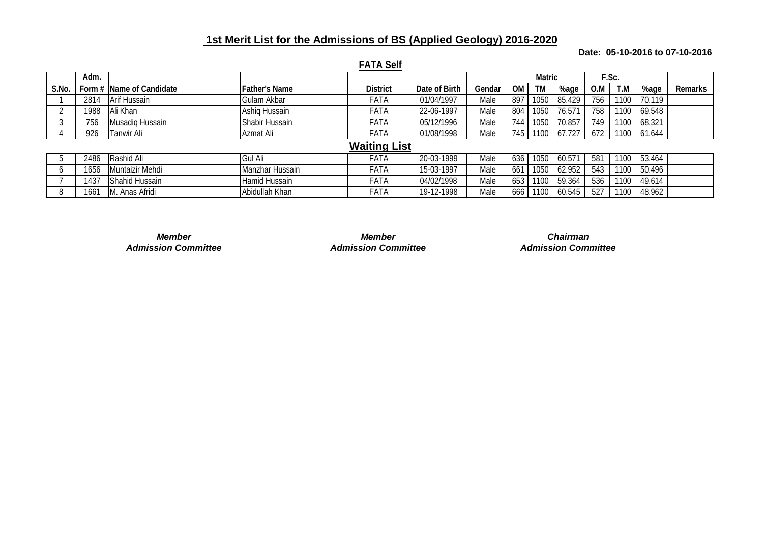# 1st Merit List for the Admissions of BS (Applied Geology) 2016-2020

**Date: 05-10-2016 to 07-10-2016**

## FATA Self

| S.No. | Adm. Form # | Name of Candidate | Father's Name | District | Date of Birth | Gendar | Matric | | | F.Sc. | | %age | Remarks |
|---|---|---|---|---|---|---|---|---|---|---|---|---|---|
| | | | | | | | OM | TM | %age | O.M | T.M | | |
| 1 | 2814 | Arif Hussain | Gulam Akbar | FATA | 01/04/1997 | Male | 897 | 1050 | 85.429 | 756 | 1100 | 70.119 | |
| 2 | 1988 | Ali Khan | Ashiq Hussain | FATA | 22-06-1997 | Male | 804 | 1050 | 76.571 | 758 | 1100 | 69.548 | |
| 3 | 756 | Musadiq Hussain | Shabir Hussain | FATA | 05/12/1996 | Male | 744 | 1050 | 70.857 | 749 | 1100 | 68.321 | |
| 4 | 926 | Tanwir Ali | Azmat Ali | FATA | 01/08/1998 | Male | 745 | 1100 | 67.727 | 672 | 1100 | 61.644 | |
| | | | | **Waiting List** | | | | | | | | | |
| 5 | 2486 | Rashid Ali | Gul Ali | FATA | 20-03-1999 | Male | 636 | 1050 | 60.571 | 581 | 1100 | 53.464 | |
| 6 | 1656 | Muntaizir Mehdi | Manzhar Hussain | FATA | 15-03-1997 | Male | 661 | 1050 | 62.952 | 543 | 1100 | 50.496 | |
| 7 | 1437 | Shahid Hussain | Hamid Hussain | FATA | 04/02/1998 | Male | 653 | 1100 | 59.364 | 536 | 1100 | 49.614 | |
| 8 | 1661 | M. Anas Afridi | Abidullah Khan | FATA | 19-12-1998 | Male | 666 | 1100 | 60.545 | 527 | 1100 | 48.962 | |

***Member***
***Admission Committee***

***Member***
***Admission Committee***

***Chairman***
***Admission Committee***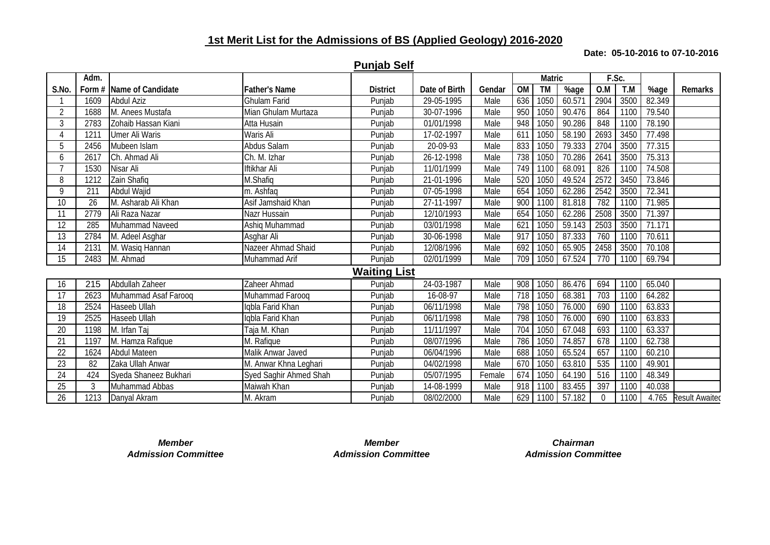# 1st Merit List for the Admissions of BS (Applied Geology) 2016-2020

**Date: 05-10-2016 to 07-10-2016**

## Punjab Self

| S.No. | Adm. Form # | Name of Candidate | Father's Name | District | Date of Birth | Gendar | Matric | | | F.Sc. | | %age | Remarks |
|---|---|---|---|---|---|---|---|---|---|---|---|---|---|
| | | | | | | | OM | TM | %age | O.M | T.M | | |
| 1 | 1609 | Abdul Aziz | Ghulam Farid | Punjab | 29-05-1995 | Male | 636 | 1050 | 60.571 | 2904 | 3500 | 82.349 | |
| 2 | 1688 | M. Anees Mustafa | Mian Ghulam Murtaza | Punjab | 30-07-1996 | Male | 950 | 1050 | 90.476 | 864 | 1100 | 79.540 | |
| 3 | 2783 | Zohaib Hassan Kiani | Atta Husain | Punjab | 01/01/1998 | Male | 948 | 1050 | 90.286 | 848 | 1100 | 78.190 | |
| 4 | 1211 | Umer Ali Waris | Waris Ali | Punjab | 17-02-1997 | Male | 611 | 1050 | 58.190 | 2693 | 3450 | 77.498 | |
| 5 | 2456 | Mubeen Islam | Abdus Salam | Punjab | 20-09-93 | Male | 833 | 1050 | 79.333 | 2704 | 3500 | 77.315 | |
| 6 | 2617 | Ch. Ahmad Ali | Ch. M. Izhar | Punjab | 26-12-1998 | Male | 738 | 1050 | 70.286 | 2641 | 3500 | 75.313 | |
| 7 | 1530 | Nisar Ali | Iftikhar Ali | Punjab | 11/01/1999 | Male | 749 | 1100 | 68.091 | 826 | 1100 | 74.508 | |
| 8 | 1212 | Zain Shafiq | M.Shafiq | Punjab | 21-01-1996 | Male | 520 | 1050 | 49.524 | 2572 | 3450 | 73.846 | |
| 9 | 211 | Abdul Wajid | m. Ashfaq | Punjab | 07-05-1998 | Male | 654 | 1050 | 62.286 | 2542 | 3500 | 72.341 | |
| 10 | 26 | M. Asharab Ali Khan | Asif Jamshaid Khan | Punjab | 27-11-1997 | Male | 900 | 1100 | 81.818 | 782 | 1100 | 71.985 | |
| 11 | 2779 | Ali Raza Nazar | Nazr Hussain | Punjab | 12/10/1993 | Male | 654 | 1050 | 62.286 | 2508 | 3500 | 71.397 | |
| 12 | 285 | Muhammad Naveed | Ashiq Muhammad | Punjab | 03/01/1998 | Male | 621 | 1050 | 59.143 | 2503 | 3500 | 71.171 | |
| 13 | 2784 | M. Adeel Asghar | Asghar Ali | Punjab | 30-06-1998 | Male | 917 | 1050 | 87.333 | 760 | 1100 | 70.611 | |
| 14 | 2131 | M. Wasiq Hannan | Nazeer Ahmad Shaid | Punjab | 12/08/1996 | Male | 692 | 1050 | 65.905 | 2458 | 3500 | 70.108 | |
| 15 | 2483 | M. Ahmad | Muhammad Arif | Punjab | 02/01/1999 | Male | 709 | 1050 | 67.524 | 770 | 1100 | 69.794 | |
| | | | | **Waiting List** | | | | | | | | | |
| 16 | 215 | Abdullah Zaheer | Zaheer Ahmad | Punjab | 24-03-1987 | Male | 908 | 1050 | 86.476 | 694 | 1100 | 65.040 | |
| 17 | 2623 | Muhammad Asaf Farooq | Muhammad Farooq | Punjab | 16-08-97 | Male | 718 | 1050 | 68.381 | 703 | 1100 | 64.282 | |
| 18 | 2524 | Haseeb Ullah | Iqbla Farid Khan | Punjab | 06/11/1998 | Male | 798 | 1050 | 76.000 | 690 | 1100 | 63.833 | |
| 19 | 2525 | Haseeb Ullah | Iqbla Farid Khan | Punjab | 06/11/1998 | Male | 798 | 1050 | 76.000 | 690 | 1100 | 63.833 | |
| 20 | 1198 | M. Irfan Taj | Taja M. Khan | Punjab | 11/11/1997 | Male | 704 | 1050 | 67.048 | 693 | 1100 | 63.337 | |
| 21 | 1197 | M. Hamza Rafique | M. Rafique | Punjab | 08/07/1996 | Male | 786 | 1050 | 74.857 | 678 | 1100 | 62.738 | |
| 22 | 1624 | Abdul Mateen | Malik Anwar Javed | Punjab | 06/04/1996 | Male | 688 | 1050 | 65.524 | 657 | 1100 | 60.210 | |
| 23 | 82 | Zaka Ullah Anwar | M. Anwar Khna Leghari | Punjab | 04/02/1998 | Male | 670 | 1050 | 63.810 | 535 | 1100 | 49.901 | |
| 24 | 424 | Syeda Shaneez Bukhari | Syed Saghir Ahmed Shah | Punjab | 05/07/1995 | Female | 674 | 1050 | 64.190 | 516 | 1100 | 48.349 | |
| 25 | 3 | Muhammad Abbas | Maiwah Khan | Punjab | 14-08-1999 | Male | 918 | 1100 | 83.455 | 397 | 1100 | 40.038 | |
| 26 | 1213 | Danyal Akram | M. Akram | Punjab | 08/02/2000 | Male | 629 | 1100 | 57.182 | 0 | 1100 | 4.765 | Result Awaited |

***Member***
***Admission Committee***

***Member***
***Admission Committee***

***Chairman***
***Admission Committee***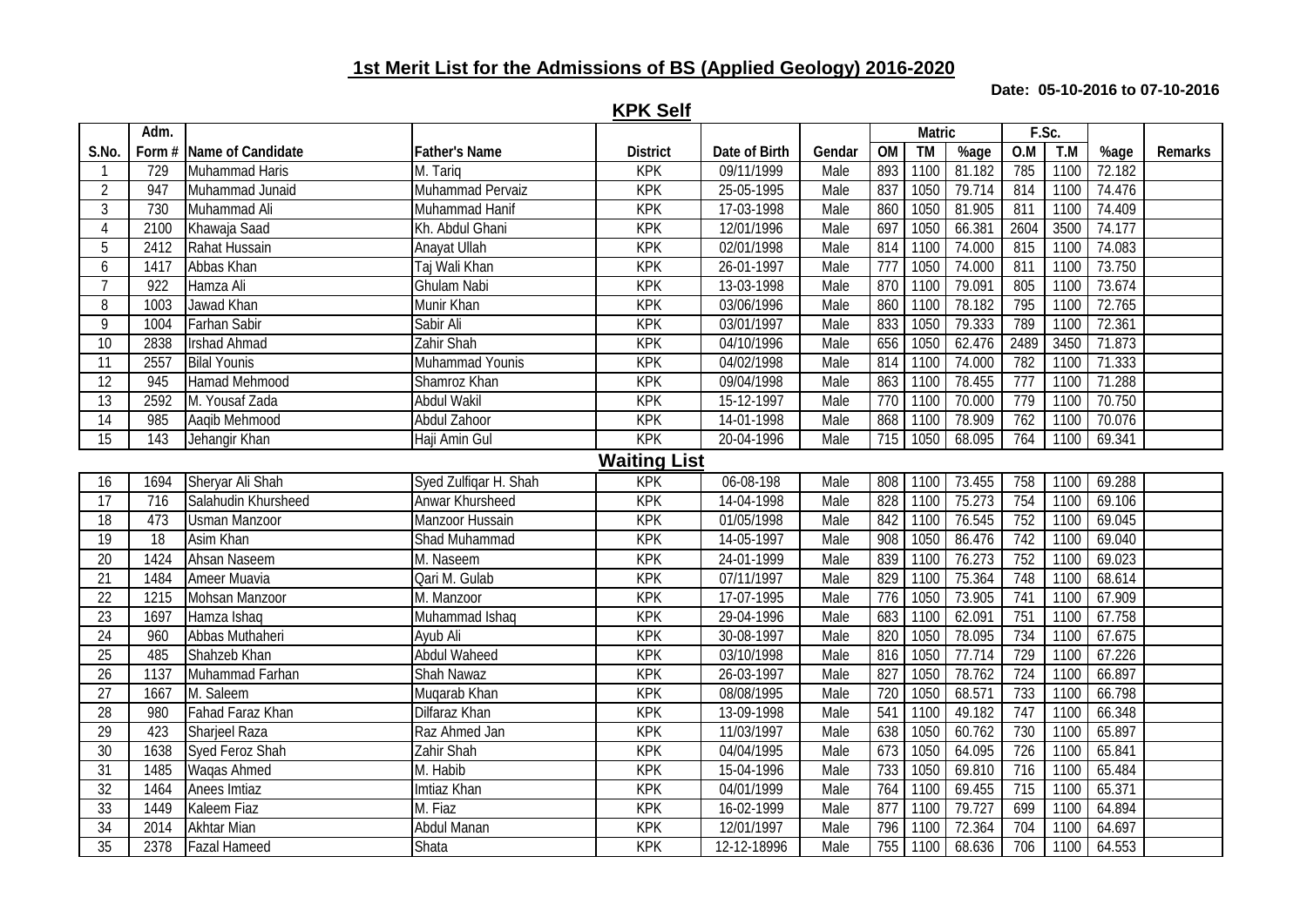# 1st Merit List for the Admissions of BS (Applied Geology) 2016-2020

**Date: 05-10-2016 to 07-10-2016**

## KPK Self

| S.No. | Adm. Form # | Name of Candidate | Father's Name | District | Date of Birth | Gendar | Matric OM | Matric TM | Matric %age | F.Sc. O.M | F.Sc. T.M | %age | Remarks |
|---|---|---|---|---|---|---|---|---|---|---|---|---|---|
| 1 | 729 | Muhammad Haris | M. Tariq | KPK | 09/11/1999 | Male | 893 | 1100 | 81.182 | 785 | 1100 | 72.182 | |
| 2 | 947 | Muhammad Junaid | Muhammad Pervaiz | KPK | 25-05-1995 | Male | 837 | 1050 | 79.714 | 814 | 1100 | 74.476 | |
| 3 | 730 | Muhammad Ali | Muhammad Hanif | KPK | 17-03-1998 | Male | 860 | 1050 | 81.905 | 811 | 1100 | 74.409 | |
| 4 | 2100 | Khawaja Saad | Kh. Abdul Ghani | KPK | 12/01/1996 | Male | 697 | 1050 | 66.381 | 2604 | 3500 | 74.177 | |
| 5 | 2412 | Rahat Hussain | Anayat Ullah | KPK | 02/01/1998 | Male | 814 | 1100 | 74.000 | 815 | 1100 | 74.083 | |
| 6 | 1417 | Abbas Khan | Taj Wali Khan | KPK | 26-01-1997 | Male | 777 | 1050 | 74.000 | 811 | 1100 | 73.750 | |
| 7 | 922 | Hamza Ali | Ghulam Nabi | KPK | 13-03-1998 | Male | 870 | 1100 | 79.091 | 805 | 1100 | 73.674 | |
| 8 | 1003 | Jawad Khan | Munir Khan | KPK | 03/06/1996 | Male | 860 | 1100 | 78.182 | 795 | 1100 | 72.765 | |
| 9 | 1004 | Farhan Sabir | Sabir Ali | KPK | 03/01/1997 | Male | 833 | 1050 | 79.333 | 789 | 1100 | 72.361 | |
| 10 | 2838 | Irshad Ahmad | Zahir Shah | KPK | 04/10/1996 | Male | 656 | 1050 | 62.476 | 2489 | 3450 | 71.873 | |
| 11 | 2557 | Bilal Younis | Muhammad Younis | KPK | 04/02/1998 | Male | 814 | 1100 | 74.000 | 782 | 1100 | 71.333 | |
| 12 | 945 | Hamad Mehmood | Shamroz Khan | KPK | 09/04/1998 | Male | 863 | 1100 | 78.455 | 777 | 1100 | 71.288 | |
| 13 | 2592 | M. Yousaf Zada | Abdul Wakil | KPK | 15-12-1997 | Male | 770 | 1100 | 70.000 | 779 | 1100 | 70.750 | |
| 14 | 985 | Aaqib Mehmood | Abdul Zahoor | KPK | 14-01-1998 | Male | 868 | 1100 | 78.909 | 762 | 1100 | 70.076 | |
| 15 | 143 | Jehangir Khan | Haji Amin Gul | KPK | 20-04-1996 | Male | 715 | 1050 | 68.095 | 764 | 1100 | 69.341 | |

## Waiting List

| S.No. | Adm. Form # | Name of Candidate | Father's Name | District | Date of Birth | Gendar | Matric OM | Matric TM | Matric %age | F.Sc. O.M | F.Sc. T.M | %age | Remarks |
|---|---|---|---|---|---|---|---|---|---|---|---|---|---|
| 16 | 1694 | Sheryar Ali Shah | Syed Zulfiqar H. Shah | KPK | 06-08-198 | Male | 808 | 1100 | 73.455 | 758 | 1100 | 69.288 | |
| 17 | 716 | Salahudin Khursheed | Anwar Khursheed | KPK | 14-04-1998 | Male | 828 | 1100 | 75.273 | 754 | 1100 | 69.106 | |
| 18 | 473 | Usman Manzoor | Manzoor Hussain | KPK | 01/05/1998 | Male | 842 | 1100 | 76.545 | 752 | 1100 | 69.045 | |
| 19 | 18 | Asim Khan | Shad Muhammad | KPK | 14-05-1997 | Male | 908 | 1050 | 86.476 | 742 | 1100 | 69.040 | |
| 20 | 1424 | Ahsan Naseem | M. Naseem | KPK | 24-01-1999 | Male | 839 | 1100 | 76.273 | 752 | 1100 | 69.023 | |
| 21 | 1484 | Ameer Muavia | Qari M. Gulab | KPK | 07/11/1997 | Male | 829 | 1100 | 75.364 | 748 | 1100 | 68.614 | |
| 22 | 1215 | Mohsan Manzoor | M. Manzoor | KPK | 17-07-1995 | Male | 776 | 1050 | 73.905 | 741 | 1100 | 67.909 | |
| 23 | 1697 | Hamza Ishaq | Muhammad Ishaq | KPK | 29-04-1996 | Male | 683 | 1100 | 62.091 | 751 | 1100 | 67.758 | |
| 24 | 960 | Abbas Muthaheri | Ayub Ali | KPK | 30-08-1997 | Male | 820 | 1050 | 78.095 | 734 | 1100 | 67.675 | |
| 25 | 485 | Shahzeb Khan | Abdul Waheed | KPK | 03/10/1998 | Male | 816 | 1050 | 77.714 | 729 | 1100 | 67.226 | |
| 26 | 1137 | Muhammad Farhan | Shah Nawaz | KPK | 26-03-1997 | Male | 827 | 1050 | 78.762 | 724 | 1100 | 66.897 | |
| 27 | 1667 | M. Saleem | Muqarab Khan | KPK | 08/08/1995 | Male | 720 | 1050 | 68.571 | 733 | 1100 | 66.798 | |
| 28 | 980 | Fahad Faraz Khan | Dilfaraz Khan | KPK | 13-09-1998 | Male | 541 | 1100 | 49.182 | 747 | 1100 | 66.348 | |
| 29 | 423 | Sharjeel Raza | Raz Ahmed Jan | KPK | 11/03/1997 | Male | 638 | 1050 | 60.762 | 730 | 1100 | 65.897 | |
| 30 | 1638 | Syed Feroz Shah | Zahir Shah | KPK | 04/04/1995 | Male | 673 | 1050 | 64.095 | 726 | 1100 | 65.841 | |
| 31 | 1485 | Waqas Ahmed | M. Habib | KPK | 15-04-1996 | Male | 733 | 1050 | 69.810 | 716 | 1100 | 65.484 | |
| 32 | 1464 | Anees Imtiaz | Imtiaz Khan | KPK | 04/01/1999 | Male | 764 | 1100 | 69.455 | 715 | 1100 | 65.371 | |
| 33 | 1449 | Kaleem Fiaz | M. Fiaz | KPK | 16-02-1999 | Male | 877 | 1100 | 79.727 | 699 | 1100 | 64.894 | |
| 34 | 2014 | Akhtar Mian | Abdul Manan | KPK | 12/01/1997 | Male | 796 | 1100 | 72.364 | 704 | 1100 | 64.697 | |
| 35 | 2378 | Fazal Hameed | Shata | KPK | 12-12-18996 | Male | 755 | 1100 | 68.636 | 706 | 1100 | 64.553 | |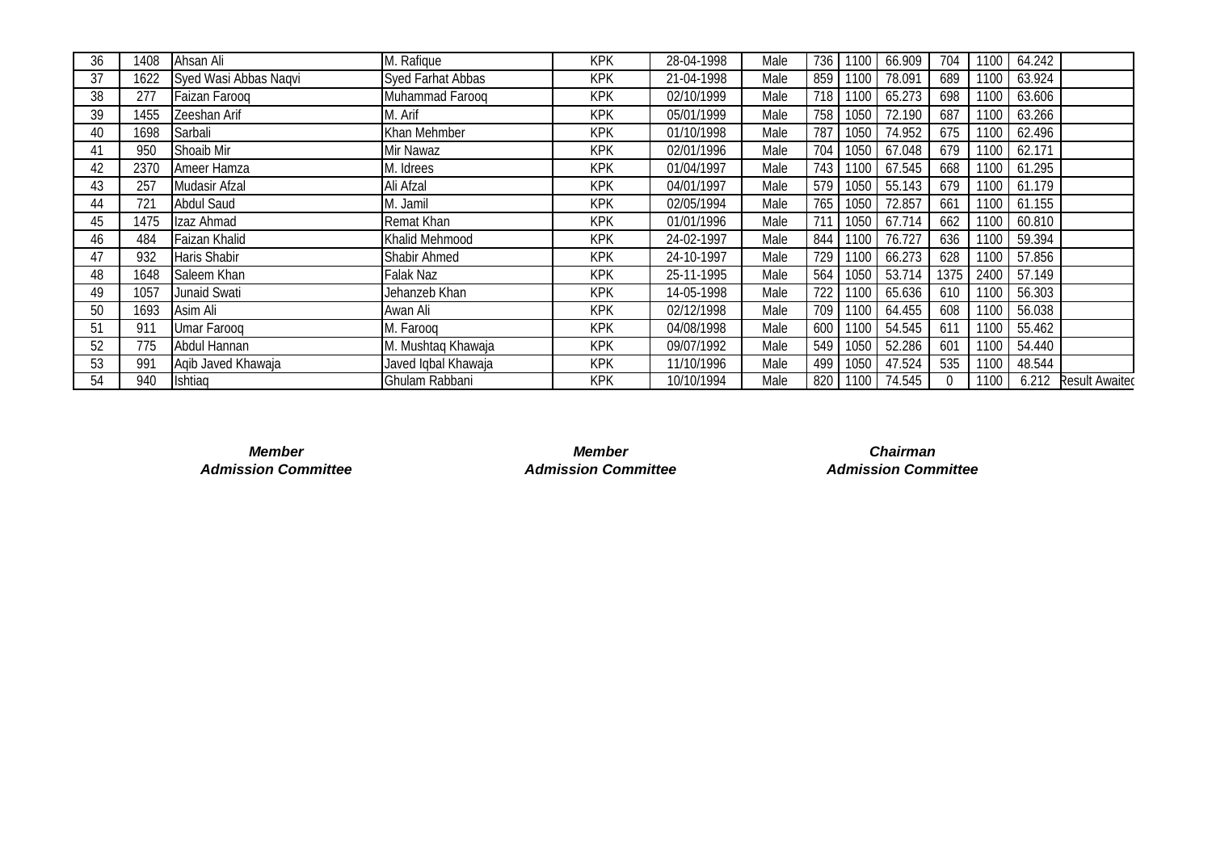| | | | | | | | | | | | | | |
|---|---|---|---|---|---|---|---|---|---|---|---|---|---|
| 36 | 1408 | Ahsan Ali | M. Rafique | KPK | 28-04-1998 | Male | 736 | 1100 | 66.909 | 704 | 1100 | 64.242 | |
| 37 | 1622 | Syed Wasi Abbas Naqvi | Syed Farhat Abbas | KPK | 21-04-1998 | Male | 859 | 1100 | 78.091 | 689 | 1100 | 63.924 | |
| 38 | 277 | Faizan Farooq | Muhammad Farooq | KPK | 02/10/1999 | Male | 718 | 1100 | 65.273 | 698 | 1100 | 63.606 | |
| 39 | 1455 | Zeeshan Arif | M. Arif | KPK | 05/01/1999 | Male | 758 | 1050 | 72.190 | 687 | 1100 | 63.266 | |
| 40 | 1698 | Sarbali | Khan Mehmber | KPK | 01/10/1998 | Male | 787 | 1050 | 74.952 | 675 | 1100 | 62.496 | |
| 41 | 950 | Shoaib Mir | Mir Nawaz | KPK | 02/01/1996 | Male | 704 | 1050 | 67.048 | 679 | 1100 | 62.171 | |
| 42 | 2370 | Ameer Hamza | M. Idrees | KPK | 01/04/1997 | Male | 743 | 1100 | 67.545 | 668 | 1100 | 61.295 | |
| 43 | 257 | Mudasir Afzal | Ali Afzal | KPK | 04/01/1997 | Male | 579 | 1050 | 55.143 | 679 | 1100 | 61.179 | |
| 44 | 721 | Abdul Saud | M. Jamil | KPK | 02/05/1994 | Male | 765 | 1050 | 72.857 | 661 | 1100 | 61.155 | |
| 45 | 1475 | Izaz Ahmad | Remat Khan | KPK | 01/01/1996 | Male | 711 | 1050 | 67.714 | 662 | 1100 | 60.810 | |
| 46 | 484 | Faizan Khalid | Khalid Mehmood | KPK | 24-02-1997 | Male | 844 | 1100 | 76.727 | 636 | 1100 | 59.394 | |
| 47 | 932 | Haris Shabir | Shabir Ahmed | KPK | 24-10-1997 | Male | 729 | 1100 | 66.273 | 628 | 1100 | 57.856 | |
| 48 | 1648 | Saleem Khan | Falak Naz | KPK | 25-11-1995 | Male | 564 | 1050 | 53.714 | 1375 | 2400 | 57.149 | |
| 49 | 1057 | Junaid Swati | Jehanzeb Khan | KPK | 14-05-1998 | Male | 722 | 1100 | 65.636 | 610 | 1100 | 56.303 | |
| 50 | 1693 | Asim Ali | Awan Ali | KPK | 02/12/1998 | Male | 709 | 1100 | 64.455 | 608 | 1100 | 56.038 | |
| 51 | 911 | Umar Farooq | M. Farooq | KPK | 04/08/1998 | Male | 600 | 1100 | 54.545 | 611 | 1100 | 55.462 | |
| 52 | 775 | Abdul Hannan | M. Mushtaq Khawaja | KPK | 09/07/1992 | Male | 549 | 1050 | 52.286 | 601 | 1100 | 54.440 | |
| 53 | 991 | Aqib Javed Khawaja | Javed Iqbal Khawaja | KPK | 11/10/1996 | Male | 499 | 1050 | 47.524 | 535 | 1100 | 48.544 | |
| 54 | 940 | Ishtiaq | Ghulam Rabbani | KPK | 10/10/1994 | Male | 820 | 1100 | 74.545 | 0 | 1100 | 6.212 | Result Awaited |

***Member***
***Admission Committee***

***Member***
***Admission Committee***

***Chairman***
***Admission Committee***